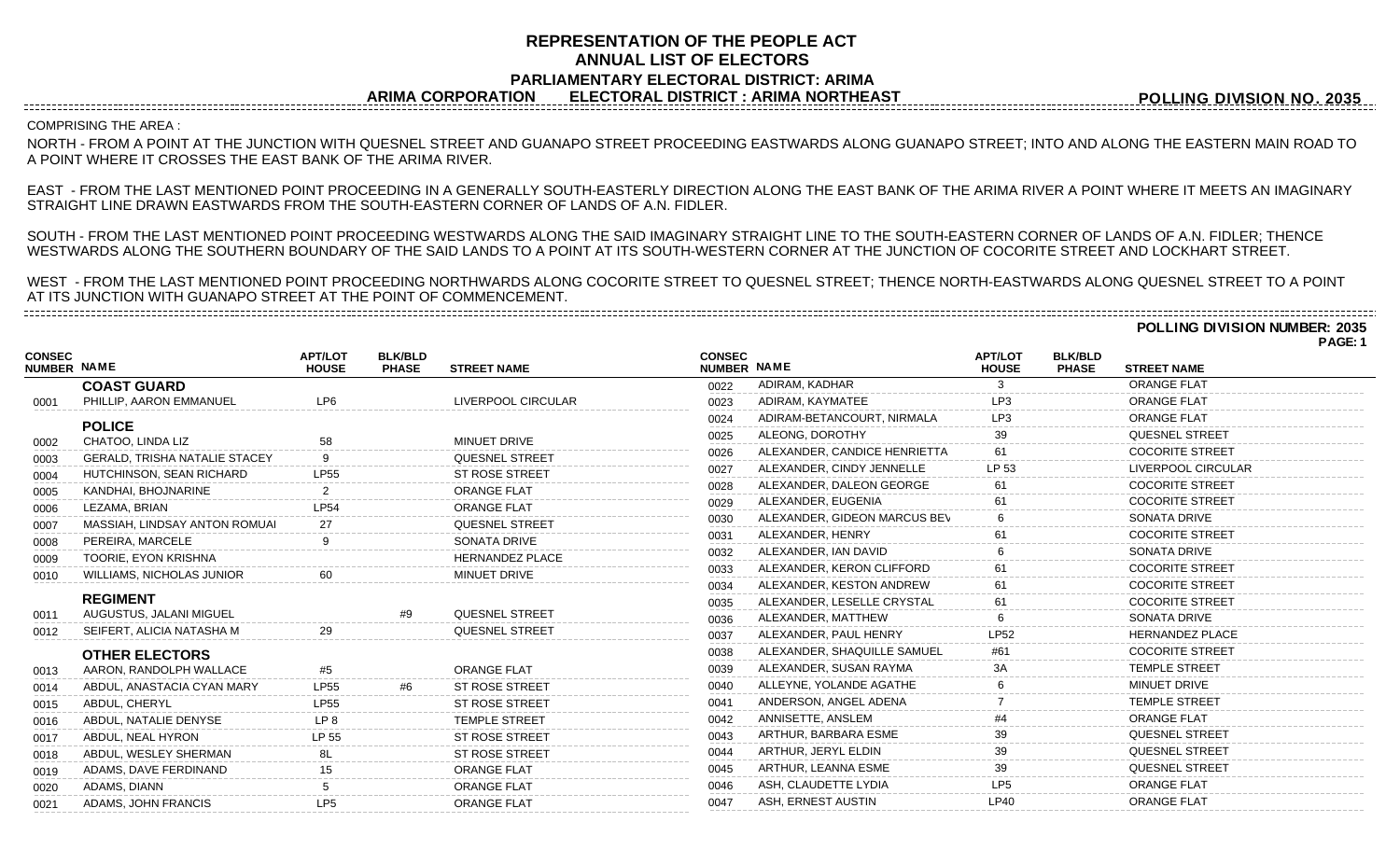# REPRESENTATION OF THE PEOPLE ACT
## ANNUAL LIST OF ELECTORS
### PARLIAMENTARY ELECTORAL DISTRICT: ARIMA
### ARIMA CORPORATION ELECTORAL DISTRICT : ARIMA NORTHEAST

**POLLING DIVISION NO. 2035**

COMPRISING THE AREA :

NORTH - FROM A POINT AT THE JUNCTION WITH QUESNEL STREET AND GUANAPO STREET PROCEEDING EASTWARDS ALONG GUANAPO STREET; INTO AND ALONG THE EASTERN MAIN ROAD TO A POINT WHERE IT CROSSES THE EAST BANK OF THE ARIMA RIVER.

EAST - FROM THE LAST MENTIONED POINT PROCEEDING IN A GENERALLY SOUTH-EASTERLY DIRECTION ALONG THE EAST BANK OF THE ARIMA RIVER A POINT WHERE IT MEETS AN IMAGINARY STRAIGHT LINE DRAWN EASTWARDS FROM THE SOUTH-EASTERN CORNER OF LANDS OF A.N. FIDLER.

SOUTH - FROM THE LAST MENTIONED POINT PROCEEDING WESTWARDS ALONG THE SAID IMAGINARY STRAIGHT LINE TO THE SOUTH-EASTERN CORNER OF LANDS OF A.N. FIDLER; THENCE WESTWARDS ALONG THE SOUTHERN BOUNDARY OF THE SAID LANDS TO A POINT AT ITS SOUTH-WESTERN CORNER AT THE JUNCTION OF COCORITE STREET AND LOCKHART STREET.

WEST - FROM THE LAST MENTIONED POINT PROCEEDING NORTHWARDS ALONG COCORITE STREET TO QUESNEL STREET; THENCE NORTH-EASTWARDS ALONG QUESNEL STREET TO A POINT AT ITS JUNCTION WITH GUANAPO STREET AT THE POINT OF COMMENCEMENT.

**POLLING DIVISION NUMBER: 2035**

| CONSEC NUMBER | NAME | APT/LOT HOUSE | BLK/BLD PHASE | STREET NAME |
|---|---|---|---|---|
| | **COAST GUARD** | | | |
| 0001 | PHILLIP, AARON EMMANUEL | LP6 | | LIVERPOOL CIRCULAR |
| | **POLICE** | | | |
| 0002 | CHATOO, LINDA LIZ | 58 | | MINUET DRIVE |
| 0003 | GERALD, TRISHA NATALIE STACEY | 9 | | QUESNEL STREET |
| 0004 | HUTCHINSON, SEAN RICHARD | LP55 | | ST ROSE STREET |
| 0005 | KANDHAI, BHOJNARINE | 2 | | ORANGE FLAT |
| 0006 | LEZAMA, BRIAN | LP54 | | ORANGE FLAT |
| 0007 | MASSIAH, LINDSAY ANTON ROMUAI | 27 | | QUESNEL STREET |
| 0008 | PEREIRA, MARCELE | 9 | | SONATA DRIVE |
| 0009 | TOORIE, EYON KRISHNA | | | HERNANDEZ PLACE |
| 0010 | WILLIAMS, NICHOLAS JUNIOR | 60 | | MINUET DRIVE |
| | **REGIMENT** | | | |
| 0011 | AUGUSTUS, JALANI MIGUEL | | #9 | QUESNEL STREET |
| 0012 | SEIFERT, ALICIA NATASHA M | 29 | | QUESNEL STREET |
| | **OTHER ELECTORS** | | | |
| 0013 | AARON, RANDOLPH WALLACE | #5 | | ORANGE FLAT |
| 0014 | ABDUL, ANASTACIA CYAN MARY | LP55 | #6 | ST ROSE STREET |
| 0015 | ABDUL, CHERYL | LP55 | | ST ROSE STREET |
| 0016 | ABDUL, NATALIE DENYSE | LP 8 | | TEMPLE STREET |
| 0017 | ABDUL, NEAL HYRON | LP 55 | | ST ROSE STREET |
| 0018 | ABDUL, WESLEY SHERMAN | 8L | | ST ROSE STREET |
| 0019 | ADAMS, DAVE FERDINAND | 15 | | ORANGE FLAT |
| 0020 | ADAMS, DIANN | 5 | | ORANGE FLAT |
| 0021 | ADAMS, JOHN FRANCIS | LP5 | | ORANGE FLAT |
| 0022 | ADIRAM, KADHAR | 3 | | ORANGE FLAT |
| 0023 | ADIRAM, KAYMATEE | LP3 | | ORANGE FLAT |
| 0024 | ADIRAM-BETANCOURT, NIRMALA | LP3 | | ORANGE FLAT |
| 0025 | ALEONG, DOROTHY | 39 | | QUESNEL STREET |
| 0026 | ALEXANDER, CANDICE HENRIETTA | 61 | | COCORITE STREET |
| 0027 | ALEXANDER, CINDY JENNELLE | LP 53 | | LIVERPOOL CIRCULAR |
| 0028 | ALEXANDER, DALEON GEORGE | 61 | | COCORITE STREET |
| 0029 | ALEXANDER, EUGENIA | 61 | | COCORITE STREET |
| 0030 | ALEXANDER, GIDEON MARCUS BEV | 6 | | SONATA DRIVE |
| 0031 | ALEXANDER, HENRY | 61 | | COCORITE STREET |
| 0032 | ALEXANDER, IAN DAVID | 6 | | SONATA DRIVE |
| 0033 | ALEXANDER, KERON CLIFFORD | 61 | | COCORITE STREET |
| 0034 | ALEXANDER, KESTON ANDREW | 61 | | COCORITE STREET |
| 0035 | ALEXANDER, LESELLE CRYSTAL | 61 | | COCORITE STREET |
| 0036 | ALEXANDER, MATTHEW | 6 | | SONATA DRIVE |
| 0037 | ALEXANDER, PAUL HENRY | LP52 | | HERNANDEZ PLACE |
| 0038 | ALEXANDER, SHAQUILLE SAMUEL | #61 | | COCORITE STREET |
| 0039 | ALEXANDER, SUSAN RAYMA | 3A | | TEMPLE STREET |
| 0040 | ALLEYNE, YOLANDE AGATHE | 6 | | MINUET DRIVE |
| 0041 | ANDERSON, ANGEL ADENA | 7 | | TEMPLE STREET |
| 0042 | ANNISETTE, ANSLEM | #4 | | ORANGE FLAT |
| 0043 | ARTHUR, BARBARA ESME | 39 | | QUESNEL STREET |
| 0044 | ARTHUR, JERYL ELDIN | 39 | | QUESNEL STREET |
| 0045 | ARTHUR, LEANNA ESME | 39 | | QUESNEL STREET |
| 0046 | ASH, CLAUDETTE LYDIA | LP5 | | ORANGE FLAT |
| 0047 | ASH, ERNEST AUSTIN | LP40 | | ORANGE FLAT |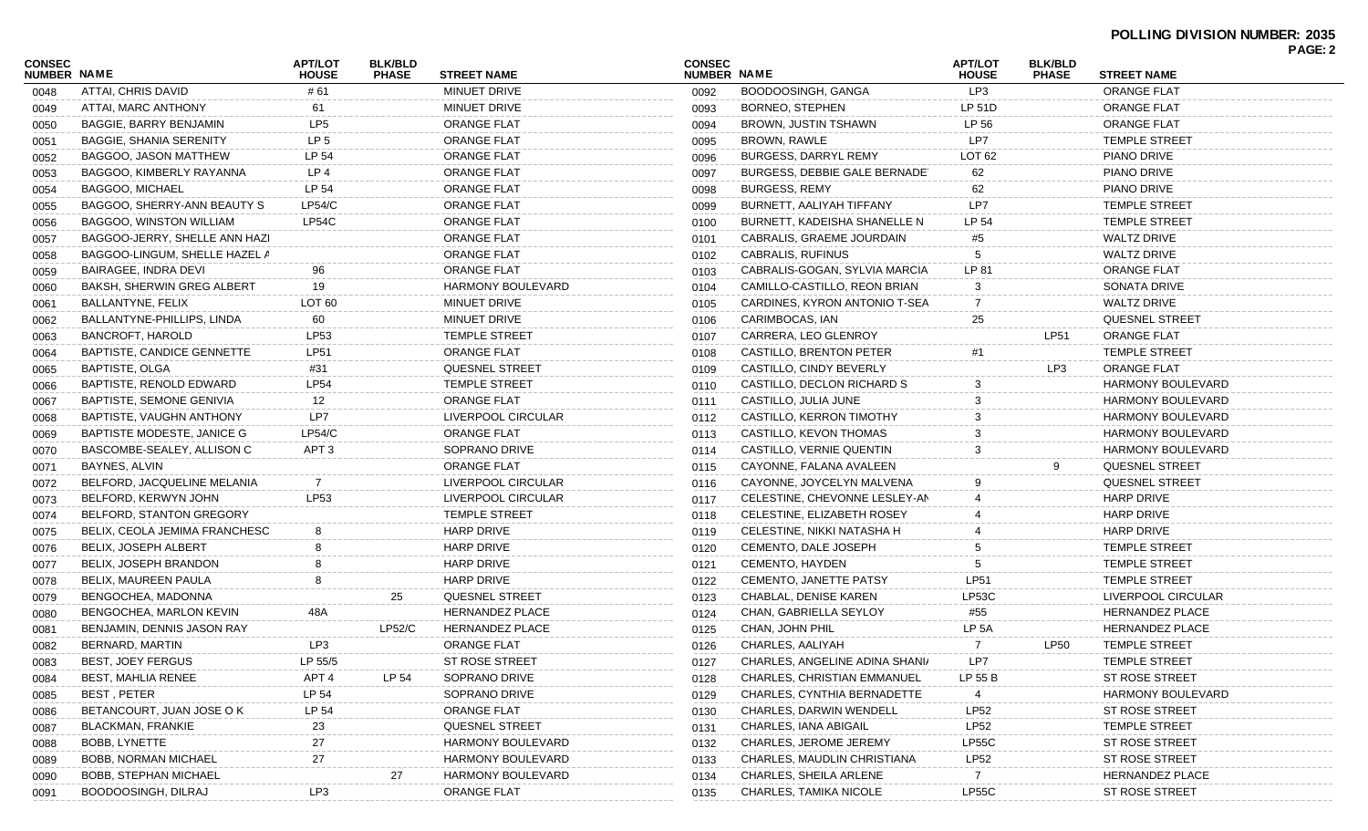**POLLING DIVISION NUMBER: 2035**

| CONSEC NUMBER | NAME | APT/LOT HOUSE | BLK/BLD PHASE | STREET NAME |
|---|---|---|---|---|
| 0048 | ATTAI, CHRIS DAVID | # 61 | | MINUET DRIVE |
| 0049 | ATTAI, MARC ANTHONY | 61 | | MINUET DRIVE |
| 0050 | BAGGIE, BARRY BENJAMIN | LP5 | | ORANGE FLAT |
| 0051 | BAGGIE, SHANIA SERENITY | LP 5 | | ORANGE FLAT |
| 0052 | BAGGOO, JASON MATTHEW | LP 54 | | ORANGE FLAT |
| 0053 | BAGGOO, KIMBERLY RAYANNA | LP 4 | | ORANGE FLAT |
| 0054 | BAGGOO, MICHAEL | LP 54 | | ORANGE FLAT |
| 0055 | BAGGOO, SHERRY-ANN BEAUTY S | LP54/C | | ORANGE FLAT |
| 0056 | BAGGOO, WINSTON WILLIAM | LP54C | | ORANGE FLAT |
| 0057 | BAGGOO-JERRY, SHELLE ANN HAZI | | | ORANGE FLAT |
| 0058 | BAGGOO-LINGUM, SHELLE HAZEL A | | | ORANGE FLAT |
| 0059 | BAIRAGEE, INDRA DEVI | 96 | | ORANGE FLAT |
| 0060 | BAKSH, SHERWIN GREG ALBERT | 19 | | HARMONY BOULEVARD |
| 0061 | BALLANTYNE, FELIX | LOT 60 | | MINUET DRIVE |
| 0062 | BALLANTYNE-PHILLIPS, LINDA | 60 | | MINUET DRIVE |
| 0063 | BANCROFT, HAROLD | LP53 | | TEMPLE STREET |
| 0064 | BAPTISTE, CANDICE GENNETTE | LP51 | | ORANGE FLAT |
| 0065 | BAPTISTE, OLGA | #31 | | QUESNEL STREET |
| 0066 | BAPTISTE, RENOLD EDWARD | LP54 | | TEMPLE STREET |
| 0067 | BAPTISTE, SEMONE GENIVIA | 12 | | ORANGE FLAT |
| 0068 | BAPTISTE, VAUGHN ANTHONY | LP7 | | LIVERPOOL CIRCULAR |
| 0069 | BAPTISTE MODESTE, JANICE G | LP54/C | | ORANGE FLAT |
| 0070 | BASCOMBE-SEALEY, ALLISON C | APT 3 | | SOPRANO DRIVE |
| 0071 | BAYNES, ALVIN | | | ORANGE FLAT |
| 0072 | BELFORD, JACQUELINE MELANIA | 7 | | LIVERPOOL CIRCULAR |
| 0073 | BELFORD, KERWYN JOHN | LP53 | | LIVERPOOL CIRCULAR |
| 0074 | BELFORD, STANTON GREGORY | | | TEMPLE STREET |
| 0075 | BELIX, CEOLA JEMIMA FRANCHESC | 8 | | HARP DRIVE |
| 0076 | BELIX, JOSEPH ALBERT | 8 | | HARP DRIVE |
| 0077 | BELIX, JOSEPH BRANDON | 8 | | HARP DRIVE |
| 0078 | BELIX, MAUREEN PAULA | 8 | | HARP DRIVE |
| 0079 | BENGOCHEA, MADONNA | | 25 | QUESNEL STREET |
| 0080 | BENGOCHEA, MARLON KEVIN | 48A | | HERNANDEZ PLACE |
| 0081 | BENJAMIN, DENNIS JASON RAY | | LP52/C | HERNANDEZ PLACE |
| 0082 | BERNARD, MARTIN | LP3 | | ORANGE FLAT |
| 0083 | BEST, JOEY FERGUS | LP 55/5 | | ST ROSE STREET |
| 0084 | BEST, MAHLIA RENEE | APT 4 | LP 54 | SOPRANO DRIVE |
| 0085 | BEST , PETER | LP 54 | | SOPRANO DRIVE |
| 0086 | BETANCOURT, JUAN JOSE O K | LP 54 | | ORANGE FLAT |
| 0087 | BLACKMAN, FRANKIE | 23 | | QUESNEL STREET |
| 0088 | BOBB, LYNETTE | 27 | | HARMONY BOULEVARD |
| 0089 | BOBB, NORMAN MICHAEL | 27 | | HARMONY BOULEVARD |
| 0090 | BOBB, STEPHAN MICHAEL | | 27 | HARMONY BOULEVARD |
| 0091 | BOODOOSINGH, DILRAJ | LP3 | | ORANGE FLAT |
| 0092 | BOODOOSINGH, GANGA | LP3 | | ORANGE FLAT |
| 0093 | BORNEO, STEPHEN | LP 51D | | ORANGE FLAT |
| 0094 | BROWN, JUSTIN TSHAWN | LP 56 | | ORANGE FLAT |
| 0095 | BROWN, RAWLE | LP7 | | TEMPLE STREET |
| 0096 | BURGESS, DARRYL REMY | LOT 62 | | PIANO DRIVE |
| 0097 | BURGESS, DEBBIE GALE BERNADE | 62 | | PIANO DRIVE |
| 0098 | BURGESS, REMY | 62 | | PIANO DRIVE |
| 0099 | BURNETT, AALIYAH TIFFANY | LP7 | | TEMPLE STREET |
| 0100 | BURNETT, KADEISHA SHANELLE N | LP 54 | | TEMPLE STREET |
| 0101 | CABRALIS, GRAEME JOURDAIN | #5 | | WALTZ DRIVE |
| 0102 | CABRALIS, RUFINUS | 5 | | WALTZ DRIVE |
| 0103 | CABRALIS-GOGAN, SYLVIA MARCIA | LP 81 | | ORANGE FLAT |
| 0104 | CAMILLO-CASTILLO, REON BRIAN | 3 | | SONATA DRIVE |
| 0105 | CARDINES, KYRON ANTONIO T-SEA | 7 | | WALTZ DRIVE |
| 0106 | CARIMBOCAS, IAN | 25 | | QUESNEL STREET |
| 0107 | CARRERA, LEO GLENROY | | LP51 | ORANGE FLAT |
| 0108 | CASTILLO, BRENTON PETER | #1 | | TEMPLE STREET |
| 0109 | CASTILLO, CINDY BEVERLY | | LP3 | ORANGE FLAT |
| 0110 | CASTILLO, DECLON RICHARD S | 3 | | HARMONY BOULEVARD |
| 0111 | CASTILLO, JULIA JUNE | 3 | | HARMONY BOULEVARD |
| 0112 | CASTILLO, KERRON TIMOTHY | 3 | | HARMONY BOULEVARD |
| 0113 | CASTILLO, KEVON THOMAS | 3 | | HARMONY BOULEVARD |
| 0114 | CASTILLO, VERNIE QUENTIN | 3 | | HARMONY BOULEVARD |
| 0115 | CAYONNE, FALANA AVALEEN | | 9 | QUESNEL STREET |
| 0116 | CAYONNE, JOYCELYN MALVENA | 9 | | QUESNEL STREET |
| 0117 | CELESTINE, CHEVONNE LESLEY-AN | 4 | | HARP DRIVE |
| 0118 | CELESTINE, ELIZABETH ROSEY | 4 | | HARP DRIVE |
| 0119 | CELESTINE, NIKKI NATASHA H | 4 | | HARP DRIVE |
| 0120 | CEMENTO, DALE JOSEPH | 5 | | TEMPLE STREET |
| 0121 | CEMENTO, HAYDEN | 5 | | TEMPLE STREET |
| 0122 | CEMENTO, JANETTE PATSY | LP51 | | TEMPLE STREET |
| 0123 | CHABLAL, DENISE KAREN | LP53C | | LIVERPOOL CIRCULAR |
| 0124 | CHAN, GABRIELLA SEYLOY | #55 | | HERNANDEZ PLACE |
| 0125 | CHAN, JOHN PHIL | LP 5A | | HERNANDEZ PLACE |
| 0126 | CHARLES, AALIYAH | 7 | LP50 | TEMPLE STREET |
| 0127 | CHARLES, ANGELINE ADINA SHANI/ | LP7 | | TEMPLE STREET |
| 0128 | CHARLES, CHRISTIAN EMMANUEL | LP 55 B | | ST ROSE STREET |
| 0129 | CHARLES, CYNTHIA BERNADETTE | 4 | | HARMONY BOULEVARD |
| 0130 | CHARLES, DARWIN WENDELL | LP52 | | ST ROSE STREET |
| 0131 | CHARLES, IANA ABIGAIL | LP52 | | TEMPLE STREET |
| 0132 | CHARLES, JEROME JEREMY | LP55C | | ST ROSE STREET |
| 0133 | CHARLES, MAUDLIN CHRISTIANA | LP52 | | ST ROSE STREET |
| 0134 | CHARLES, SHEILA ARLENE | 7 | | HERNANDEZ PLACE |
| 0135 | CHARLES, TAMIKA NICOLE | LP55C | | ST ROSE STREET |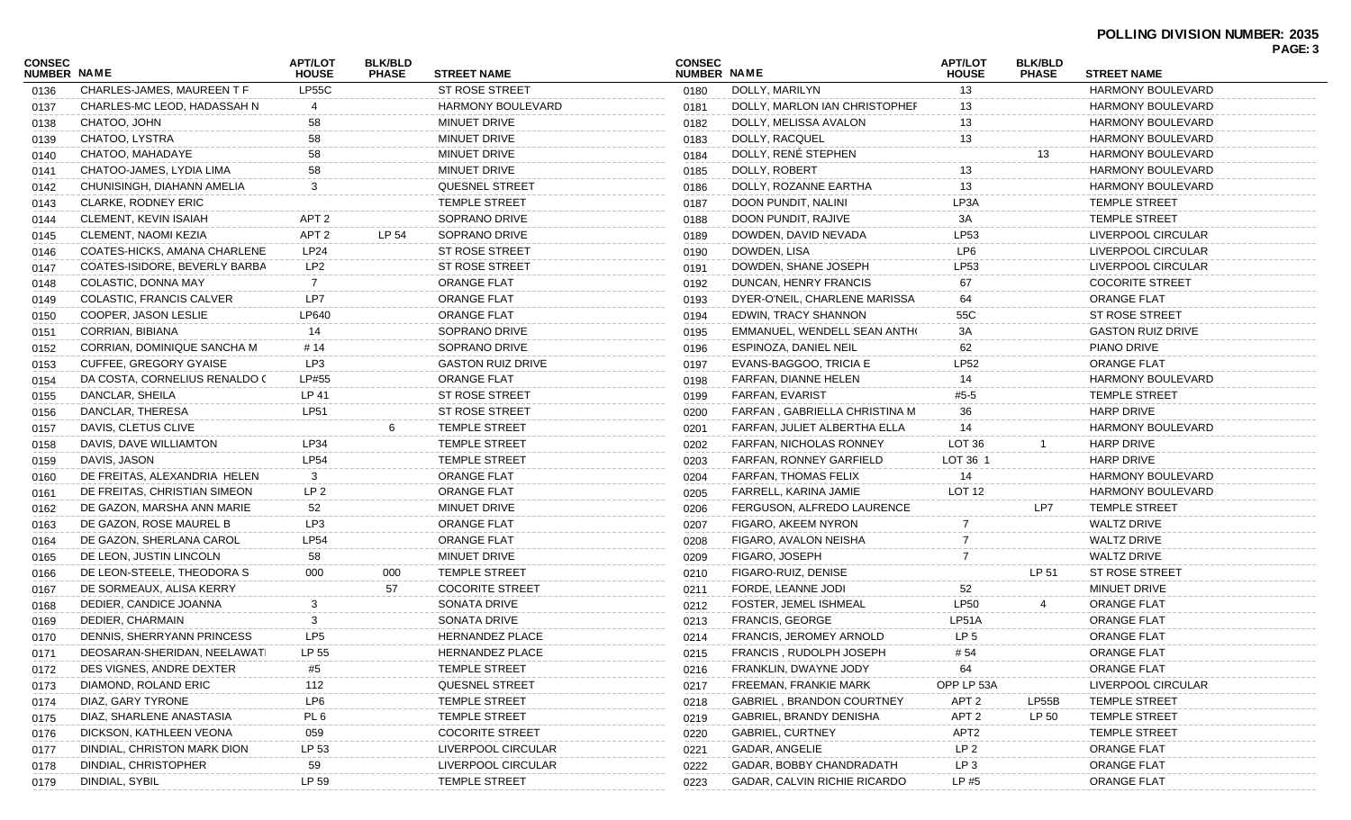**POLLING DIVISION NUMBER: 2035**

| CONSEC NUMBER | NAME | APT/LOT HOUSE | BLK/BLD PHASE | STREET NAME |
|---|---|---|---|---|
| 0136 | CHARLES-JAMES, MAUREEN T F | LP55C | | ST ROSE STREET |
| 0137 | CHARLES-MC LEOD, HADASSAH N | 4 | | HARMONY BOULEVARD |
| 0138 | CHATOO, JOHN | 58 | | MINUET DRIVE |
| 0139 | CHATOO, LYSTRA | 58 | | MINUET DRIVE |
| 0140 | CHATOO, MAHADAYE | 58 | | MINUET DRIVE |
| 0141 | CHATOO-JAMES, LYDIA LIMA | 58 | | MINUET DRIVE |
| 0142 | CHUNISINGH, DIAHANN AMELIA | 3 | | QUESNEL STREET |
| 0143 | CLARKE, RODNEY ERIC | | | TEMPLE STREET |
| 0144 | CLEMENT, KEVIN ISAIAH | APT 2 | | SOPRANO DRIVE |
| 0145 | CLEMENT, NAOMI KEZIA | APT 2 | LP 54 | SOPRANO DRIVE |
| 0146 | COATES-HICKS, AMANA CHARLENE | LP24 | | ST ROSE STREET |
| 0147 | COATES-ISIDORE, BEVERLY BARBA | LP2 | | ST ROSE STREET |
| 0148 | COLASTIC, DONNA MAY | 7 | | ORANGE FLAT |
| 0149 | COLASTIC, FRANCIS CALVER | LP7 | | ORANGE FLAT |
| 0150 | COOPER, JASON LESLIE | LP640 | | ORANGE FLAT |
| 0151 | CORRIAN, BIBIANA | 14 | | SOPRANO DRIVE |
| 0152 | CORRIAN, DOMINIQUE SANCHA M | # 14 | | SOPRANO DRIVE |
| 0153 | CUFFEE, GREGORY GYAISE | LP3 | | GASTON RUIZ DRIVE |
| 0154 | DA COSTA, CORNELIUS RENALDO ( | LP#55 | | ORANGE FLAT |
| 0155 | DANCLAR, SHEILA | LP 41 | | ST ROSE STREET |
| 0156 | DANCLAR, THERESA | LP51 | | ST ROSE STREET |
| 0157 | DAVIS, CLETUS CLIVE | | 6 | TEMPLE STREET |
| 0158 | DAVIS, DAVE WILLIAMTON | LP34 | | TEMPLE STREET |
| 0159 | DAVIS, JASON | LP54 | | TEMPLE STREET |
| 0160 | DE FREITAS, ALEXANDRIA HELEN | 3 | | ORANGE FLAT |
| 0161 | DE FREITAS, CHRISTIAN SIMEON | LP 2 | | ORANGE FLAT |
| 0162 | DE GAZON, MARSHA ANN MARIE | 52 | | MINUET DRIVE |
| 0163 | DE GAZON, ROSE MAUREL B | LP3 | | ORANGE FLAT |
| 0164 | DE GAZON, SHERLANA CAROL | LP54 | | ORANGE FLAT |
| 0165 | DE LEON, JUSTIN LINCOLN | 58 | | MINUET DRIVE |
| 0166 | DE LEON-STEELE, THEODORA S | 000 | 000 | TEMPLE STREET |
| 0167 | DE SORMEAUX, ALISA KERRY | | 57 | COCORITE STREET |
| 0168 | DEDIER, CANDICE JOANNA | 3 | | SONATA DRIVE |
| 0169 | DEDIER, CHARMAIN | 3 | | SONATA DRIVE |
| 0170 | DENNIS, SHERRYANN PRINCESS | LP5 | | HERNANDEZ PLACE |
| 0171 | DEOSARAN-SHERIDAN, NEELAWATI | LP 55 | | HERNANDEZ PLACE |
| 0172 | DES VIGNES, ANDRE DEXTER | #5 | | TEMPLE STREET |
| 0173 | DIAMOND, ROLAND ERIC | 112 | | QUESNEL STREET |
| 0174 | DIAZ, GARY TYRONE | LP6 | | TEMPLE STREET |
| 0175 | DIAZ, SHARLENE ANASTASIA | PL 6 | | TEMPLE STREET |
| 0176 | DICKSON, KATHLEEN VEONA | 059 | | COCORITE STREET |
| 0177 | DINDIAL, CHRISTON MARK DION | LP 53 | | LIVERPOOL CIRCULAR |
| 0178 | DINDIAL, CHRISTOPHER | 59 | | LIVERPOOL CIRCULAR |
| 0179 | DINDIAL, SYBIL | LP 59 | | TEMPLE STREET |
| 0180 | DOLLY, MARILYN | 13 | | HARMONY BOULEVARD |
| 0181 | DOLLY, MARLON IAN CHRISTOPHEI | 13 | | HARMONY BOULEVARD |
| 0182 | DOLLY, MELISSA AVALON | 13 | | HARMONY BOULEVARD |
| 0183 | DOLLY, RACQUEL | 13 | | HARMONY BOULEVARD |
| 0184 | DOLLY, RENÉ STEPHEN | | 13 | HARMONY BOULEVARD |
| 0185 | DOLLY, ROBERT | 13 | | HARMONY BOULEVARD |
| 0186 | DOLLY, ROZANNE EARTHA | 13 | | HARMONY BOULEVARD |
| 0187 | DOON PUNDIT, NALINI | LP3A | | TEMPLE STREET |
| 0188 | DOON PUNDIT, RAJIVE | 3A | | TEMPLE STREET |
| 0189 | DOWDEN, DAVID NEVADA | LP53 | | LIVERPOOL CIRCULAR |
| 0190 | DOWDEN, LISA | LP6 | | LIVERPOOL CIRCULAR |
| 0191 | DOWDEN, SHANE JOSEPH | LP53 | | LIVERPOOL CIRCULAR |
| 0192 | DUNCAN, HENRY FRANCIS | 67 | | COCORITE STREET |
| 0193 | DYER-O'NEIL, CHARLENE MARISSA | 64 | | ORANGE FLAT |
| 0194 | EDWIN, TRACY SHANNON | 55C | | ST ROSE STREET |
| 0195 | EMMANUEL, WENDELL SEAN ANTH( | 3A | | GASTON RUIZ DRIVE |
| 0196 | ESPINOZA, DANIEL NEIL | 62 | | PIANO DRIVE |
| 0197 | EVANS-BAGGOO, TRICIA E | LP52 | | ORANGE FLAT |
| 0198 | FARFAN, DIANNE HELEN | 14 | | HARMONY BOULEVARD |
| 0199 | FARFAN, EVARIST | #5-5 | | TEMPLE STREET |
| 0200 | FARFAN , GABRIELLA CHRISTINA M | 36 | | HARP DRIVE |
| 0201 | FARFAN, JULIET ALBERTHA ELLA | 14 | | HARMONY BOULEVARD |
| 0202 | FARFAN, NICHOLAS RONNEY | LOT 36 | 1 | HARP DRIVE |
| 0203 | FARFAN, RONNEY GARFIELD | LOT 36 1 | | HARP DRIVE |
| 0204 | FARFAN, THOMAS FELIX | 14 | | HARMONY BOULEVARD |
| 0205 | FARRELL, KARINA JAMIE | LOT 12 | | HARMONY BOULEVARD |
| 0206 | FERGUSON, ALFREDO LAURENCE | | LP7 | TEMPLE STREET |
| 0207 | FIGARO, AKEEM NYRON | 7 | | WALTZ DRIVE |
| 0208 | FIGARO, AVALON NEISHA | 7 | | WALTZ DRIVE |
| 0209 | FIGARO, JOSEPH | 7 | | WALTZ DRIVE |
| 0210 | FIGARO-RUIZ, DENISE | | LP 51 | ST ROSE STREET |
| 0211 | FORDE, LEANNE JODI | 52 | | MINUET DRIVE |
| 0212 | FOSTER, JEMEL ISHMEAL | LP50 | 4 | ORANGE FLAT |
| 0213 | FRANCIS, GEORGE | LP51A | | ORANGE FLAT |
| 0214 | FRANCIS, JEROMEY ARNOLD | LP 5 | | ORANGE FLAT |
| 0215 | FRANCIS , RUDOLPH JOSEPH | # 54 | | ORANGE FLAT |
| 0216 | FRANKLIN, DWAYNE JODY | 64 | | ORANGE FLAT |
| 0217 | FREEMAN, FRANKIE MARK | OPP LP 53A | | LIVERPOOL CIRCULAR |
| 0218 | GABRIEL , BRANDON COURTNEY | APT 2 | LP55B | TEMPLE STREET |
| 0219 | GABRIEL, BRANDY DENISHA | APT 2 | LP 50 | TEMPLE STREET |
| 0220 | GABRIEL, CURTNEY | APT2 | | TEMPLE STREET |
| 0221 | GADAR, ANGELIE | LP 2 | | ORANGE FLAT |
| 0222 | GADAR, BOBBY CHANDRADATH | LP 3 | | ORANGE FLAT |
| 0223 | GADAR, CALVIN RICHIE RICARDO | LP #5 | | ORANGE FLAT |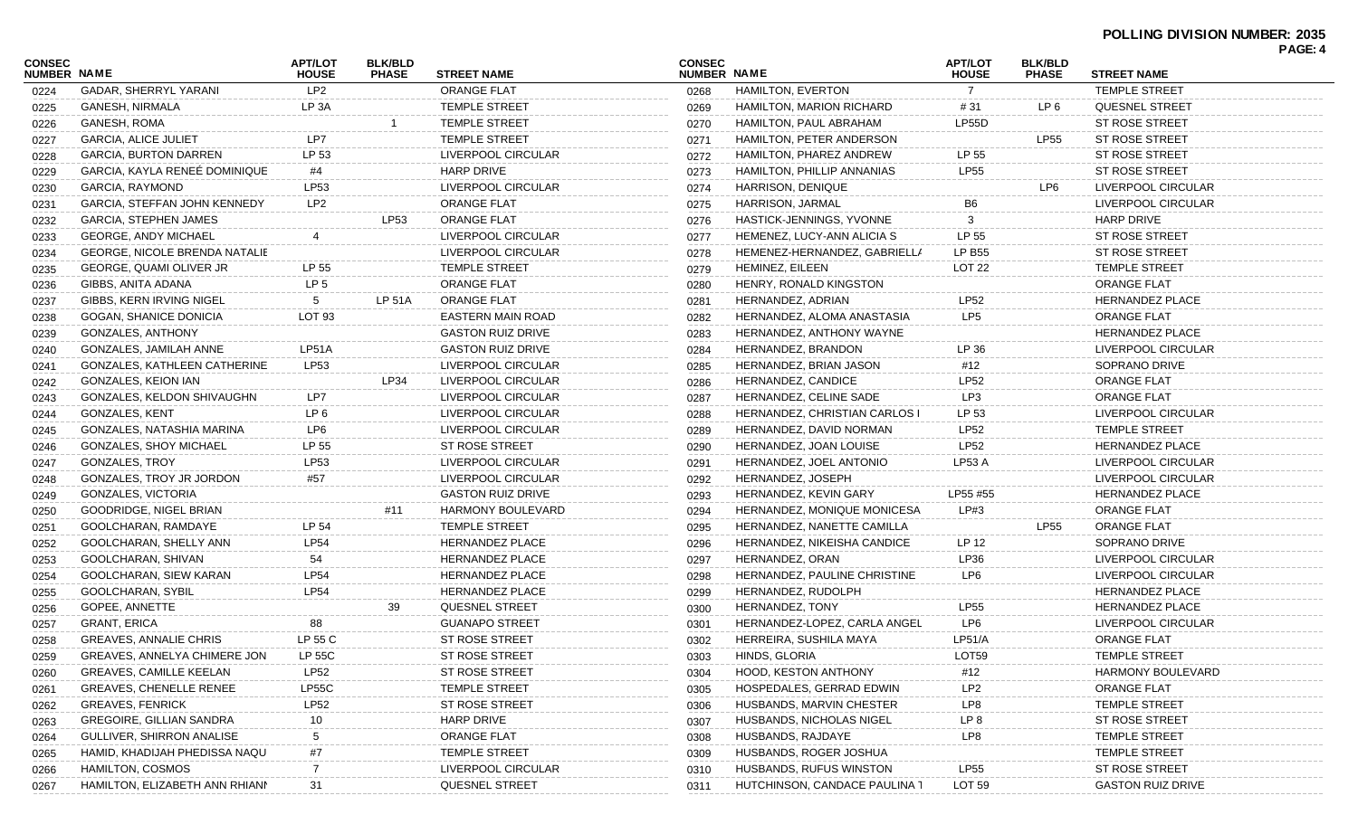**POLLING DIVISION NUMBER: 2035**

| CONSEC NUMBER | NAME | APT/LOT HOUSE | BLK/BLD PHASE | STREET NAME |
|---|---|---|---|---|
| 0224 | GADAR, SHERRYL YARANI | LP2 | | ORANGE FLAT |
| 0225 | GANESH, NIRMALA | LP 3A | | TEMPLE STREET |
| 0226 | GANESH, ROMA | | 1 | TEMPLE STREET |
| 0227 | GARCIA, ALICE JULIET | LP7 | | TEMPLE STREET |
| 0228 | GARCIA, BURTON DARREN | LP 53 | | LIVERPOOL CIRCULAR |
| 0229 | GARCIA, KAYLA RENEÉ DOMINIQUE | #4 | | HARP DRIVE |
| 0230 | GARCIA, RAYMOND | LP53 | | LIVERPOOL CIRCULAR |
| 0231 | GARCIA, STEFFAN JOHN KENNEDY | LP2 | | ORANGE FLAT |
| 0232 | GARCIA, STEPHEN JAMES | | LP53 | ORANGE FLAT |
| 0233 | GEORGE, ANDY MICHAEL | 4 | | LIVERPOOL CIRCULAR |
| 0234 | GEORGE, NICOLE BRENDA NATALIE | | | LIVERPOOL CIRCULAR |
| 0235 | GEORGE, QUAMI OLIVER JR | LP 55 | | TEMPLE STREET |
| 0236 | GIBBS, ANITA ADANA | LP 5 | | ORANGE FLAT |
| 0237 | GIBBS, KERN IRVING NIGEL | 5 | LP 51A | ORANGE FLAT |
| 0238 | GOGAN, SHANICE DONICIA | LOT 93 | | EASTERN MAIN ROAD |
| 0239 | GONZALES, ANTHONY | | | GASTON RUIZ DRIVE |
| 0240 | GONZALES, JAMILAH ANNE | LP51A | | GASTON RUIZ DRIVE |
| 0241 | GONZALES, KATHLEEN CATHERINE | LP53 | | LIVERPOOL CIRCULAR |
| 0242 | GONZALES, KEION IAN | | LP34 | LIVERPOOL CIRCULAR |
| 0243 | GONZALES, KELDON SHIVAUGHN | LP7 | | LIVERPOOL CIRCULAR |
| 0244 | GONZALES, KENT | LP 6 | | LIVERPOOL CIRCULAR |
| 0245 | GONZALES, NATASHIA MARINA | LP6 | | LIVERPOOL CIRCULAR |
| 0246 | GONZALES, SHOY MICHAEL | LP 55 | | ST ROSE STREET |
| 0247 | GONZALES, TROY | LP53 | | LIVERPOOL CIRCULAR |
| 0248 | GONZALES, TROY JR JORDON | #57 | | LIVERPOOL CIRCULAR |
| 0249 | GONZALES, VICTORIA | | | GASTON RUIZ DRIVE |
| 0250 | GOODRIDGE, NIGEL BRIAN | | #11 | HARMONY BOULEVARD |
| 0251 | GOOLCHARAN, RAMDAYE | LP 54 | | TEMPLE STREET |
| 0252 | GOOLCHARAN, SHELLY ANN | LP54 | | HERNANDEZ PLACE |
| 0253 | GOOLCHARAN, SHIVAN | 54 | | HERNANDEZ PLACE |
| 0254 | GOOLCHARAN, SIEW KARAN | LP54 | | HERNANDEZ PLACE |
| 0255 | GOOLCHARAN, SYBIL | LP54 | | HERNANDEZ PLACE |
| 0256 | GOPEE, ANNETTE | | 39 | QUESNEL STREET |
| 0257 | GRANT, ERICA | 88 | | GUANAPO STREET |
| 0258 | GREAVES, ANNALIE CHRIS | LP 55 C | | ST ROSE STREET |
| 0259 | GREAVES, ANNELYA CHIMERE JON | LP 55C | | ST ROSE STREET |
| 0260 | GREAVES, CAMILLE KEELAN | LP52 | | ST ROSE STREET |
| 0261 | GREAVES, CHENELLE RENEE | LP55C | | TEMPLE STREET |
| 0262 | GREAVES, FENRICK | LP52 | | ST ROSE STREET |
| 0263 | GREGOIRE, GILLIAN SANDRA | 10 | | HARP DRIVE |
| 0264 | GULLIVER, SHIRRON ANALISE | 5 | | ORANGE FLAT |
| 0265 | HAMID, KHADIJAH PHEDISSA NAQU | #7 | | TEMPLE STREET |
| 0266 | HAMILTON, COSMOS | 7 | | LIVERPOOL CIRCULAR |
| 0267 | HAMILTON, ELIZABETH ANN RHIANI | 31 | | QUESNEL STREET |
| 0268 | HAMILTON, EVERTON | 7 | | TEMPLE STREET |
| 0269 | HAMILTON, MARION RICHARD | # 31 | LP 6 | QUESNEL STREET |
| 0270 | HAMILTON, PAUL ABRAHAM | LP55D | | ST ROSE STREET |
| 0271 | HAMILTON, PETER ANDERSON | | LP55 | ST ROSE STREET |
| 0272 | HAMILTON, PHAREZ ANDREW | LP 55 | | ST ROSE STREET |
| 0273 | HAMILTON, PHILLIP ANNANIAS | LP55 | | ST ROSE STREET |
| 0274 | HARRISON, DENIQUE | | LP6 | LIVERPOOL CIRCULAR |
| 0275 | HARRISON, JARMAL | B6 | | LIVERPOOL CIRCULAR |
| 0276 | HASTICK-JENNINGS, YVONNE | 3 | | HARP DRIVE |
| 0277 | HEMENEZ, LUCY-ANN ALICIA S | LP 55 | | ST ROSE STREET |
| 0278 | HEMENEZ-HERNANDEZ, GABRIELLA | LP B55 | | ST ROSE STREET |
| 0279 | HEMINEZ, EILEEN | LOT 22 | | TEMPLE STREET |
| 0280 | HENRY, RONALD KINGSTON | | | ORANGE FLAT |
| 0281 | HERNANDEZ, ADRIAN | LP52 | | HERNANDEZ PLACE |
| 0282 | HERNANDEZ, ALOMA ANASTASIA | LP5 | | ORANGE FLAT |
| 0283 | HERNANDEZ, ANTHONY WAYNE | | | HERNANDEZ PLACE |
| 0284 | HERNANDEZ, BRANDON | LP 36 | | LIVERPOOL CIRCULAR |
| 0285 | HERNANDEZ, BRIAN JASON | #12 | | SOPRANO DRIVE |
| 0286 | HERNANDEZ, CANDICE | LP52 | | ORANGE FLAT |
| 0287 | HERNANDEZ, CELINE SADE | LP3 | | ORANGE FLAT |
| 0288 | HERNANDEZ, CHRISTIAN CARLOS I | LP 53 | | LIVERPOOL CIRCULAR |
| 0289 | HERNANDEZ, DAVID NORMAN | LP52 | | TEMPLE STREET |
| 0290 | HERNANDEZ, JOAN LOUISE | LP52 | | HERNANDEZ PLACE |
| 0291 | HERNANDEZ, JOEL ANTONIO | LP53 A | | LIVERPOOL CIRCULAR |
| 0292 | HERNANDEZ, JOSEPH | | | LIVERPOOL CIRCULAR |
| 0293 | HERNANDEZ, KEVIN GARY | LP55 #55 | | HERNANDEZ PLACE |
| 0294 | HERNANDEZ, MONIQUE MONICESA | LP#3 | | ORANGE FLAT |
| 0295 | HERNANDEZ, NANETTE CAMILLA | | LP55 | ORANGE FLAT |
| 0296 | HERNANDEZ, NIKEISHA CANDICE | LP 12 | | SOPRANO DRIVE |
| 0297 | HERNANDEZ, ORAN | LP36 | | LIVERPOOL CIRCULAR |
| 0298 | HERNANDEZ, PAULINE CHRISTINE | LP6 | | LIVERPOOL CIRCULAR |
| 0299 | HERNANDEZ, RUDOLPH | | | HERNANDEZ PLACE |
| 0300 | HERNANDEZ, TONY | LP55 | | HERNANDEZ PLACE |
| 0301 | HERNANDEZ-LOPEZ, CARLA ANGEL | LP6 | | LIVERPOOL CIRCULAR |
| 0302 | HERREIRA, SUSHILA MAYA | LP51/A | | ORANGE FLAT |
| 0303 | HINDS, GLORIA | LOT59 | | TEMPLE STREET |
| 0304 | HOOD, KESTON ANTHONY | #12 | | HARMONY BOULEVARD |
| 0305 | HOSPEDALES, GERRAD EDWIN | LP2 | | ORANGE FLAT |
| 0306 | HUSBANDS, MARVIN CHESTER | LP8 | | TEMPLE STREET |
| 0307 | HUSBANDS, NICHOLAS NIGEL | LP 8 | | ST ROSE STREET |
| 0308 | HUSBANDS, RAJDAYE | LP8 | | TEMPLE STREET |
| 0309 | HUSBANDS, ROGER JOSHUA | | | TEMPLE STREET |
| 0310 | HUSBANDS, RUFUS WINSTON | LP55 | | ST ROSE STREET |
| 0311 | HUTCHINSON, CANDACE PAULINA T | LOT 59 | | GASTON RUIZ DRIVE |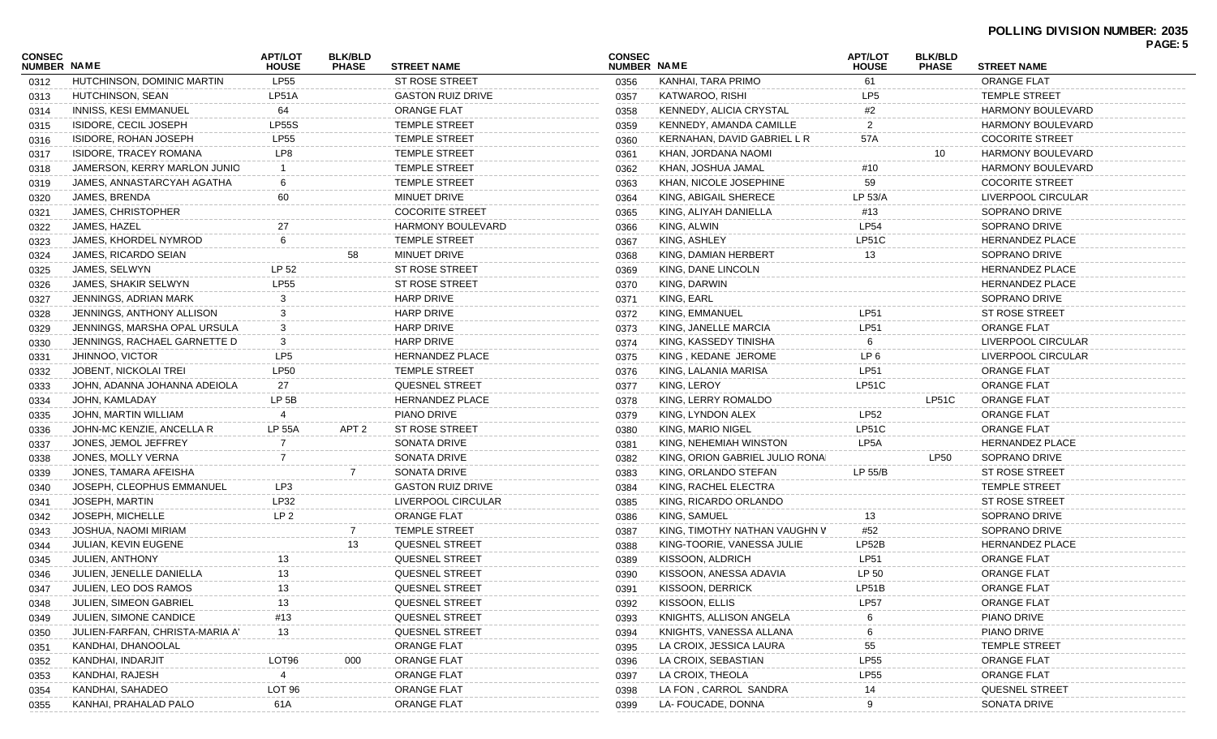**POLLING DIVISION NUMBER: 2035**

| CONSEC NUMBER | NAME | APT/LOT HOUSE | BLK/BLD PHASE | STREET NAME |
|---|---|---|---|---|
| 0312 | HUTCHINSON, DOMINIC MARTIN | LP55 | | ST ROSE STREET |
| 0313 | HUTCHINSON, SEAN | LP51A | | GASTON RUIZ DRIVE |
| 0314 | INNISS, KESI EMMANUEL | 64 | | ORANGE FLAT |
| 0315 | ISIDORE, CECIL JOSEPH | LP55S | | TEMPLE STREET |
| 0316 | ISIDORE, ROHAN JOSEPH | LP55 | | TEMPLE STREET |
| 0317 | ISIDORE, TRACEY ROMANA | LP8 | | TEMPLE STREET |
| 0318 | JAMERSON, KERRY MARLON JUNIO | 1 | | TEMPLE STREET |
| 0319 | JAMES, ANNASTARCYAH AGATHA | 6 | | TEMPLE STREET |
| 0320 | JAMES, BRENDA | 60 | | MINUET DRIVE |
| 0321 | JAMES, CHRISTOPHER | | | COCORITE STREET |
| 0322 | JAMES, HAZEL | 27 | | HARMONY BOULEVARD |
| 0323 | JAMES, KHORDEL NYMROD | 6 | | TEMPLE STREET |
| 0324 | JAMES, RICARDO SEIAN | | 58 | MINUET DRIVE |
| 0325 | JAMES, SELWYN | LP 52 | | ST ROSE STREET |
| 0326 | JAMES, SHAKIR SELWYN | LP55 | | ST ROSE STREET |
| 0327 | JENNINGS, ADRIAN MARK | 3 | | HARP DRIVE |
| 0328 | JENNINGS, ANTHONY ALLISON | 3 | | HARP DRIVE |
| 0329 | JENNINGS, MARSHA OPAL URSULA | 3 | | HARP DRIVE |
| 0330 | JENNINGS, RACHAEL GARNETTE D | 3 | | HARP DRIVE |
| 0331 | JHINNOO, VICTOR | LP5 | | HERNANDEZ PLACE |
| 0332 | JOBENT, NICKOLAI TREI | LP50 | | TEMPLE STREET |
| 0333 | JOHN, ADANNA JOHANNA ADEIOLA | 27 | | QUESNEL STREET |
| 0334 | JOHN, KAMLADAY | LP 5B | | HERNANDEZ PLACE |
| 0335 | JOHN, MARTIN WILLIAM | 4 | | PIANO DRIVE |
| 0336 | JOHN-MC KENZIE, ANCELLA R | LP 55A | APT 2 | ST ROSE STREET |
| 0337 | JONES, JEMOL JEFFREY | 7 | | SONATA DRIVE |
| 0338 | JONES, MOLLY VERNA | 7 | | SONATA DRIVE |
| 0339 | JONES, TAMARA AFEISHA | | 7 | SONATA DRIVE |
| 0340 | JOSEPH, CLEOPHUS EMMANUEL | LP3 | | GASTON RUIZ DRIVE |
| 0341 | JOSEPH, MARTIN | LP32 | | LIVERPOOL CIRCULAR |
| 0342 | JOSEPH, MICHELLE | LP 2 | | ORANGE FLAT |
| 0343 | JOSHUA, NAOMI MIRIAM | | 7 | TEMPLE STREET |
| 0344 | JULIAN, KEVIN EUGENE | | 13 | QUESNEL STREET |
| 0345 | JULIEN, ANTHONY | 13 | | QUESNEL STREET |
| 0346 | JULIEN, JENELLE DANIELLA | 13 | | QUESNEL STREET |
| 0347 | JULIEN, LEO DOS RAMOS | 13 | | QUESNEL STREET |
| 0348 | JULIEN, SIMEON GABRIEL | 13 | | QUESNEL STREET |
| 0349 | JULIEN, SIMONE CANDICE | #13 | | QUESNEL STREET |
| 0350 | JULIEN-FARFAN, CHRISTA-MARIA A' | 13 | | QUESNEL STREET |
| 0351 | KANDHAI, DHANOOLAL | | | ORANGE FLAT |
| 0352 | KANDHAI, INDARJIT | LOT96 | 000 | ORANGE FLAT |
| 0353 | KANDHAI, RAJESH | 4 | | ORANGE FLAT |
| 0354 | KANDHAI, SAHADEO | LOT 96 | | ORANGE FLAT |
| 0355 | KANHAI, PRAHALAD PALO | 61A | | ORANGE FLAT |
| 0356 | KANHAI, TARA PRIMO | 61 | | ORANGE FLAT |
| 0357 | KATWAROO, RISHI | LP5 | | TEMPLE STREET |
| 0358 | KENNEDY, ALICIA CRYSTAL | #2 | | HARMONY BOULEVARD |
| 0359 | KENNEDY, AMANDA CAMILLE | 2 | | HARMONY BOULEVARD |
| 0360 | KERNAHAN, DAVID GABRIEL L R | 57A | | COCORITE STREET |
| 0361 | KHAN, JORDANA NAOMI | | 10 | HARMONY BOULEVARD |
| 0362 | KHAN, JOSHUA JAMAL | #10 | | HARMONY BOULEVARD |
| 0363 | KHAN, NICOLE JOSEPHINE | 59 | | COCORITE STREET |
| 0364 | KING, ABIGAIL SHERECE | LP 53/A | | LIVERPOOL CIRCULAR |
| 0365 | KING, ALIYAH DANIELLA | #13 | | SOPRANO DRIVE |
| 0366 | KING, ALWIN | LP54 | | SOPRANO DRIVE |
| 0367 | KING, ASHLEY | LP51C | | HERNANDEZ PLACE |
| 0368 | KING, DAMIAN HERBERT | 13 | | SOPRANO DRIVE |
| 0369 | KING, DANE LINCOLN | | | HERNANDEZ PLACE |
| 0370 | KING, DARWIN | | | HERNANDEZ PLACE |
| 0371 | KING, EARL | | | SOPRANO DRIVE |
| 0372 | KING, EMMANUEL | LP51 | | ST ROSE STREET |
| 0373 | KING, JANELLE MARCIA | LP51 | | ORANGE FLAT |
| 0374 | KING, KASSEDY TINISHA | 6 | | LIVERPOOL CIRCULAR |
| 0375 | KING , KEDANE JEROME | LP 6 | | LIVERPOOL CIRCULAR |
| 0376 | KING, LALANIA MARISA | LP51 | | ORANGE FLAT |
| 0377 | KING, LEROY | LP51C | | ORANGE FLAT |
| 0378 | KING, LERRY ROMALDO | | LP51C | ORANGE FLAT |
| 0379 | KING, LYNDON ALEX | LP52 | | ORANGE FLAT |
| 0380 | KING, MARIO NIGEL | LP51C | | ORANGE FLAT |
| 0381 | KING, NEHEMIAH WINSTON | LP5A | | HERNANDEZ PLACE |
| 0382 | KING, ORION GABRIEL JULIO RONA | | LP50 | SOPRANO DRIVE |
| 0383 | KING, ORLANDO STEFAN | LP 55/B | | ST ROSE STREET |
| 0384 | KING, RACHEL ELECTRA | | | TEMPLE STREET |
| 0385 | KING, RICARDO ORLANDO | | | ST ROSE STREET |
| 0386 | KING, SAMUEL | 13 | | SOPRANO DRIVE |
| 0387 | KING, TIMOTHY NATHAN VAUGHN V | #52 | | SOPRANO DRIVE |
| 0388 | KING-TOORIE, VANESSA JULIE | LP52B | | HERNANDEZ PLACE |
| 0389 | KISSOON, ALDRICH | LP51 | | ORANGE FLAT |
| 0390 | KISSOON, ANESSA ADAVIA | LP 50 | | ORANGE FLAT |
| 0391 | KISSOON, DERRICK | LP51B | | ORANGE FLAT |
| 0392 | KISSOON, ELLIS | LP57 | | ORANGE FLAT |
| 0393 | KNIGHTS, ALLISON ANGELA | 6 | | PIANO DRIVE |
| 0394 | KNIGHTS, VANESSA ALLANA | 6 | | PIANO DRIVE |
| 0395 | LA CROIX, JESSICA LAURA | 55 | | TEMPLE STREET |
| 0396 | LA CROIX, SEBASTIAN | LP55 | | ORANGE FLAT |
| 0397 | LA CROIX, THEOLA | LP55 | | ORANGE FLAT |
| 0398 | LA FON , CARROL SANDRA | 14 | | QUESNEL STREET |
| 0399 | LA- FOUCADE, DONNA | 9 | | SONATA DRIVE |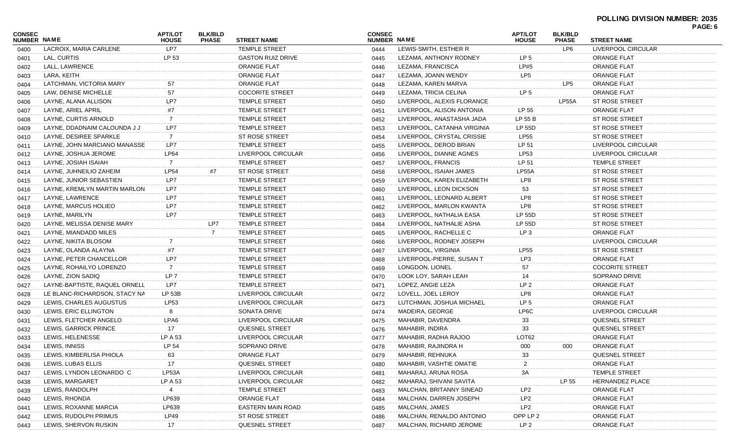# POLLING DIVISION NUMBER: 2035

| CONSEC NUMBER | NAME | APT/LOT HOUSE | BLK/BLD PHASE | STREET NAME |
|---|---|---|---|---|
| 0400 | LACROIX, MARIA CARLENE | LP7 | | TEMPLE STREET |
| 0401 | LAL, CURTIS | LP 53 | | GASTON RUIZ DRIVE |
| 0402 | LALL, LAWRENCE | | | ORANGE FLAT |
| 0403 | LARA, KEITH | | | ORANGE FLAT |
| 0404 | LATCHMAN, VICTORIA MARY | 57 | | ORANGE FLAT |
| 0405 | LAW, DENISE MICHELLE | 57 | | COCORITE STREET |
| 0406 | LAYNE, ALANA ALLISON | LP7 | | TEMPLE STREET |
| 0407 | LAYNE, ARIEL APRIL | #7 | | TEMPLE STREET |
| 0408 | LAYNE, CURTIS ARNOLD | 7 | | TEMPLE STREET |
| 0409 | LAYNE, DDADNAIM CALOUNDA J J | LP7 | | TEMPLE STREET |
| 0410 | LAYNE, DESIREE SPARKLE | 7 | | ST ROSE STREET |
| 0411 | LAYNE, JOHN MARCIANO MANASSE | LP7 | | TEMPLE STREET |
| 0412 | LAYNE, JOSHUA JEROME | LP64 | | LIVERPOOL CIRCULAR |
| 0413 | LAYNE, JOSIAH ISAIAH | 7 | | TEMPLE STREET |
| 0414 | LAYNE, JUHNEILIO ZAHEIM | LP54 | #7 | ST ROSE STREET |
| 0415 | LAYNE, JUNIOR SEBASTIEN | LP7 | | TEMPLE STREET |
| 0416 | LAYNE, KREMLYN MARTIN MARLON | LP7 | | TEMPLE STREET |
| 0417 | LAYNE, LAWRENCE | LP7 | | TEMPLE STREET |
| 0418 | LAYNE, MARCUS HOLIEO | LP7 | | TEMPLE STREET |
| 0419 | LAYNE, MARILYN | LP7 | | TEMPLE STREET |
| 0420 | LAYNE, MELISSA DENISE MARY | | LP7 | TEMPLE STREET |
| 0421 | LAYNE, MIANDADD MILES | | 7 | TEMPLE STREET |
| 0422 | LAYNE, NIKITA BLOSOM | 7 | | TEMPLE STREET |
| 0423 | LAYNE, OLANDA ALAYNA | #7 | | TEMPLE STREET |
| 0424 | LAYNE, PETER CHANCELLOR | LP7 | | TEMPLE STREET |
| 0425 | LAYNE, ROHAILYO LORENZO | 7 | | TEMPLE STREET |
| 0426 | LAYNE, ZION SADIQ | LP 7 | | TEMPLE STREET |
| 0427 | LAYNE-BAPTISTE, RAQUEL ORNELL | LP7 | | TEMPLE STREET |
| 0428 | LE BLANC-RICHARDSON, STACY NA | LP 53B | | LIVERPOOL CIRCULAR |
| 0429 | LEWIS, CHARLES AUGUSTUS | LP53 | | LIVERPOOL CIRCULAR |
| 0430 | LEWIS, ERIC ELLINGTON | 8 | | SONATA DRIVE |
| 0431 | LEWIS, FLETCHER ANGELO | LPA6 | | LIVERPOOL CIRCULAR |
| 0432 | LEWIS, GARRICK PRINCE | 17 | | QUESNEL STREET |
| 0433 | LEWIS, HELENESSE | LP A 53 | | LIVERPOOL CIRCULAR |
| 0434 | LEWIS, INNISS | LP 54 | | SOPRANO DRIVE |
| 0435 | LEWIS, KIMBERLISA PHIOLA | 63 | | ORANGE FLAT |
| 0436 | LEWIS, LUBAS ELLIS | 17 | | QUESNEL STREET |
| 0437 | LEWIS, LYNDON LEONARDO C | LP53A | | LIVERPOOL CIRCULAR |
| 0438 | LEWIS, MARGARET | LP A 53 | | LIVERPOOL CIRCULAR |
| 0439 | LEWIS, RANDOLPH | 4 | | TEMPLE STREET |
| 0440 | LEWIS, RHONDA | LP639 | | ORANGE FLAT |
| 0441 | LEWIS, ROXANNE MARCIA | LP639 | | EASTERN MAIN ROAD |
| 0442 | LEWIS, RUDOLPH PRIMUS | LP49 | | ST ROSE STREET |
| 0443 | LEWIS, SHERVON RUSKIN | 17 | | QUESNEL STREET |
| 0444 | LEWIS-SMITH, ESTHER R | | LP6 | LIVERPOOL CIRCULAR |
| 0445 | LEZAMA, ANTHONY RODNEY | LP 5 | | ORANGE FLAT |
| 0446 | LEZAMA, FRANCISCA | LP#5 | | ORANGE FLAT |
| 0447 | LEZAMA, JOANN WENDY | LP5 | | ORANGE FLAT |
| 0448 | LEZAMA, KAREN MARVA | | LP5 | ORANGE FLAT |
| 0449 | LEZAMA, TRICIA CELINA | LP 5 | | ORANGE FLAT |
| 0450 | LIVERPOOL, ALEXIS FLORANCE | | LP55A | ST ROSE STREET |
| 0451 | LIVERPOOL, ALISON ANTONIA | LP 55 | | ORANGE FLAT |
| 0452 | LIVERPOOL, ANASTASHA JADA | LP 55 B | | ST ROSE STREET |
| 0453 | LIVERPOOL, CATANHA VIRGINIA | LP 55D | | ST ROSE STREET |
| 0454 | LIVERPOOL, CRYSTAL CRISSIE | LP55 | | ST ROSE STREET |
| 0455 | LIVERPOOL, DEROD BRIAN | LP 51 | | LIVERPOOL CIRCULAR |
| 0456 | LIVERPOOL, DIANNE AGNES | LP53 | | LIVERPOOL CIRCULAR |
| 0457 | LIVERPOOL, FRANCIS | LP 51 | | TEMPLE STREET |
| 0458 | LIVERPOOL, ISAIAH JAMES | LP55A | | ST ROSE STREET |
| 0459 | LIVERPOOL, KAREN ELIZABETH | LP8 | | ST ROSE STREET |
| 0460 | LIVERPOOL, LEON DICKSON | 53 | | ST ROSE STREET |
| 0461 | LIVERPOOL, LEONARD ALBERT | LP8 | | ST ROSE STREET |
| 0462 | LIVERPOOL, MARLON KWANTA | LP8 | | ST ROSE STREET |
| 0463 | LIVERPOOL, NATHALIA EASA | LP 55D | | ST ROSE STREET |
| 0464 | LIVERPOOL, NATHALIE ASHA | LP 55D | | ST ROSE STREET |
| 0465 | LIVERPOOL, RACHELLE C | LP 3 | | ORANGE FLAT |
| 0466 | LIVERPOOL, RODNEY JOSEPH | | | LIVERPOOL CIRCULAR |
| 0467 | LIVERPOOL, VIRGINIA | LP55 | | ST ROSE STREET |
| 0468 | LIVERPOOL-PIERRE, SUSAN T | LP3 | | ORANGE FLAT |
| 0469 | LONGDON, LIONEL | 57 | | COCORITE STREET |
| 0470 | LOOK LOY, SARAH LEAH | 14 | | SOPRANO DRIVE |
| 0471 | LOPEZ, ANGIE LEZA | LP 2 | | ORANGE FLAT |
| 0472 | LOVELL, JOEL LEROY | LP8 | | ORANGE FLAT |
| 0473 | LUTCHMAN, JOSHUA MICHAEL | LP 5 | | ORANGE FLAT |
| 0474 | MADEIRA, GEORGE | LP6C | | LIVERPOOL CIRCULAR |
| 0475 | MAHABIR, DAVENDRA | 33 | | QUESNEL STREET |
| 0476 | MAHABIR, INDIRA | 33 | | QUESNEL STREET |
| 0477 | MAHABIR, RADHA RAJOO | LOT62 | | ORANGE FLAT |
| 0478 | MAHABIR, RAJINDRA H | 000 | 000 | ORANGE FLAT |
| 0479 | MAHABIR, REHNUKA | 33 | | QUESNEL STREET |
| 0480 | MAHABIR, VASHTIE OMATIE | 2 | | ORANGE FLAT |
| 0481 | MAHARAJ, ARUNA ROSA | 3A | | TEMPLE STREET |
| 0482 | MAHARAJ, SHIVANI SAVITA | | LP 55 | HERNANDEZ PLACE |
| 0483 | MALCHAN, BRITANNY SINEAD | LP2 | | ORANGE FLAT |
| 0484 | MALCHAN, DARREN JOSEPH | LP2 | | ORANGE FLAT |
| 0485 | MALCHAN, JAMES | LP2 | | ORANGE FLAT |
| 0486 | MALCHAN, RENALDO ANTONIO | OPP LP 2 | | ORANGE FLAT |
| 0487 | MALCHAN, RICHARD JEROME | LP 2 | | ORANGE FLAT |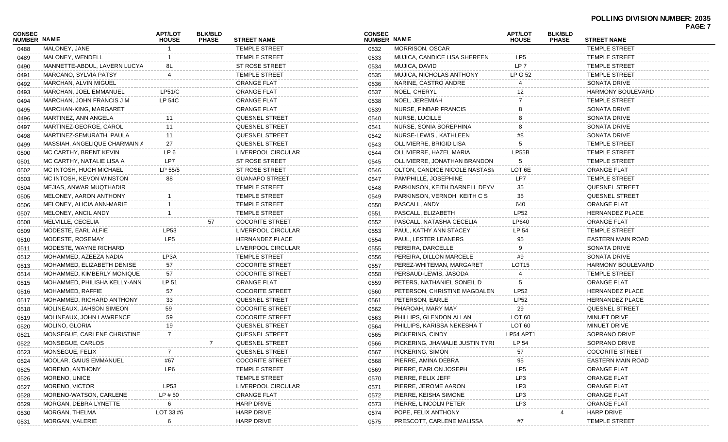**POLLING DIVISION NUMBER: 2035**

| CONSEC NUMBER | NAME | APT/LOT HOUSE | BLK/BLD PHASE | STREET NAME |
|---|---|---|---|---|
| 0488 | MALONEY, JANE | 1 | | TEMPLE STREET |
| 0489 | MALONEY, WENDELL | 1 | | TEMPLE STREET |
| 0490 | MANNETTE-ABDUL, LAVERN LUCYA | 8L | | ST ROSE STREET |
| 0491 | MARCANO, SYLVIA PATSY | 4 | | TEMPLE STREET |
| 0492 | MARCHAN, ALVIN MIGUEL | | | ORANGE FLAT |
| 0493 | MARCHAN, JOEL EMMANUEL | LP51/C | | ORANGE FLAT |
| 0494 | MARCHAN, JOHN FRANCIS J M | LP 54C | | ORANGE FLAT |
| 0495 | MARCHAN-KING, MARGARET | | | ORANGE FLAT |
| 0496 | MARTINEZ, ANN ANGELA | 11 | | QUESNEL STREET |
| 0497 | MARTINEZ-GEORGE, CAROL | 11 | | QUESNEL STREET |
| 0498 | MARTINEZ-SEMURATH, PAULA | 11 | | QUESNEL STREET |
| 0499 | MASSIAH, ANGELIQUE CHARMAIN A | 27 | | QUESNEL STREET |
| 0500 | MC CARTHY, BRENT KEVIN | LP 6 | | LIVERPOOL CIRCULAR |
| 0501 | MC CARTHY, NATALIE LISA A | LP7 | | ST ROSE STREET |
| 0502 | MC INTOSH, HUGH MICHAEL | LP 55/5 | | ST ROSE STREET |
| 0503 | MC INTOSH, KEVON WINSTON | 88 | | GUANAPO STREET |
| 0504 | MEJIAS, ANWAR MUQTHADIR | | | TEMPLE STREET |
| 0505 | MELONEY, AARON ANTHONY | 1 | | TEMPLE STREET |
| 0506 | MELONEY, ALICIA ANN-MARIE | 1 | | TEMPLE STREET |
| 0507 | MELONEY, ANCIL ANDY | 1 | | TEMPLE STREET |
| 0508 | MELVILLE, CECELIA | | 57 | COCORITE STREET |
| 0509 | MODESTE, EARL ALFIE | LP53 | | LIVERPOOL CIRCULAR |
| 0510 | MODESTE, ROSEMAY | LP5 | | HERNANDEZ PLACE |
| 0511 | MODESTE, WAYNE RICHARD | | | LIVERPOOL CIRCULAR |
| 0512 | MOHAMMED, AZEEZA NADIA | LP3A | | TEMPLE STREET |
| 0513 | MOHAMMED, ELIZABETH DENISE | 57 | | COCORITE STREET |
| 0514 | MOHAMMED, KIMBERLY MONIQUE | 57 | | COCORITE STREET |
| 0515 | MOHAMMED, PHILISHA KELLY-ANN | LP 51 | | ORANGE FLAT |
| 0516 | MOHAMMED, RAFFIE | 57 | | COCORITE STREET |
| 0517 | MOHAMMED, RICHARD ANTHONY | 33 | | QUESNEL STREET |
| 0518 | MOLINEAUX, JAHSON SIMEON | 59 | | COCORITE STREET |
| 0519 | MOLINEAUX, JOHN LAWRENCE | 59 | | COCORITE STREET |
| 0520 | MOLINO, GLORIA | 19 | | QUESNEL STREET |
| 0521 | MONSEGUE, CARLENE CHRISTINE | 7 | | QUESNEL STREET |
| 0522 | MONSEGUE, CARLOS | | 7 | QUESNEL STREET |
| 0523 | MONSEGUE, FELIX | 7 | | QUESNEL STREET |
| 0524 | MOOLAR, GAIUS EMMANUEL | #67 | | COCORITE STREET |
| 0525 | MORENO, ANTHONY | LP6 | | TEMPLE STREET |
| 0526 | MORENO, UNICE | | | TEMPLE STREET |
| 0527 | MORENO, VICTOR | LP53 | | LIVERPOOL CIRCULAR |
| 0528 | MORENO-WATSON, CARLENE | LP # 50 | | ORANGE FLAT |
| 0529 | MORGAN, DEBRA LYNETTE | 6 | | HARP DRIVE |
| 0530 | MORGAN, THELMA | LOT 33 #6 | | HARP DRIVE |
| 0531 | MORGAN, VALERIE | 6 | | HARP DRIVE |
| 0532 | MORRISON, OSCAR | | | TEMPLE STREET |
| 0533 | MUJICA, CANDICE LISA SHEREEN | LP5 | | TEMPLE STREET |
| 0534 | MUJICA, DAVID | LP 7 | | TEMPLE STREET |
| 0535 | MUJICA, NICHOLAS ANTHONY | LP G 52 | | TEMPLE STREET |
| 0536 | NARINE, CASTRO ANDRE | 4 | | SONATA DRIVE |
| 0537 | NOEL, CHERYL | 12 | | HARMONY BOULEVARD |
| 0538 | NOEL, JEREMIAH | 7 | | TEMPLE STREET |
| 0539 | NURSE, FINBAR FRANCIS | 8 | | SONATA DRIVE |
| 0540 | NURSE, LUCILLE | 8 | | SONATA DRIVE |
| 0541 | NURSE, SONIA SOREPHINA | 8 | | SONATA DRIVE |
| 0542 | NURSE-LEWIS , KATHLEEN | #8 | | SONATA DRIVE |
| 0543 | OLLIVIERRE, BRIGID LISA | 5 | | TEMPLE STREET |
| 0544 | OLLIVIERRE, HAZEL MARIA | LP55B | | TEMPLE STREET |
| 0545 | OLLIVIERRE, JONATHAN BRANDON | 5 | | TEMPLE STREET |
| 0546 | OLTON, CANDICE NICOLE NASTASI/ | LOT 6E | | ORANGE FLAT |
| 0547 | PAMPHILLE, JOSEPHINE | LP7 | | TEMPLE STREET |
| 0548 | PARKINSON, KEITH DARNELL DEYV | 35 | | QUESNEL STREET |
| 0549 | PARKINSON, VERNOH KEITH C S | 35 | | QUESNEL STREET |
| 0550 | PASCALL, ANDY | 640 | | ORANGE FLAT |
| 0551 | PASCALL, ELIZABETH | LP52 | | HERNANDEZ PLACE |
| 0552 | PASCALL, NATASHA CECELIA | LP640 | | ORANGE FLAT |
| 0553 | PAUL, KATHY ANN STACEY | LP 54 | | TEMPLE STREET |
| 0554 | PAUL, LESTER LEANERS | 95 | | EASTERN MAIN ROAD |
| 0555 | PEREIRA, DARCELLE | 9 | | SONATA DRIVE |
| 0556 | PEREIRA, DILLON MARCELE | #9 | | SONATA DRIVE |
| 0557 | PEREZ-WHITEMAN, MARGARET | LOT15 | | HARMONY BOULEVARD |
| 0558 | PERSAUD-LEWIS, JASODA | 4 | | TEMPLE STREET |
| 0559 | PETERS, NATHANIEL SONEIL D | 5 | | ORANGE FLAT |
| 0560 | PETERSON, CHRISTINE MAGDALEN | LP52 | | HERNANDEZ PLACE |
| 0561 | PETERSON, EARLE | LP52 | | HERNANDEZ PLACE |
| 0562 | PHAROAH, MARY MAY | 29 | | QUESNEL STREET |
| 0563 | PHILLIPS, GLENDON ALLAN | LOT 60 | | MINUET DRIVE |
| 0564 | PHILLIPS, KARISSA NEKESHA T | LOT 60 | | MINUET DRIVE |
| 0565 | PICKERING, CINDY | LP54 APT1 | | SOPRANO DRIVE |
| 0566 | PICKERING, JHAMALIE JUSTIN TYRI | LP 54 | | SOPRANO DRIVE |
| 0567 | PICKERING, SIMON | 57 | | COCORITE STREET |
| 0568 | PIERRE, AMINA DEBRA | 95 | | EASTERN MAIN ROAD |
| 0569 | PIERRE, EARLON JOSEPH | LP5 | | ORANGE FLAT |
| 0570 | PIERRE, FELIX JEFF | LP3 | | ORANGE FLAT |
| 0571 | PIERRE, JEROME AARON | LP3 | | ORANGE FLAT |
| 0572 | PIERRE, KEISHA SIMONE | LP3 | | ORANGE FLAT |
| 0573 | PIERRE, LINCOLN PETER | LP3 | | ORANGE FLAT |
| 0574 | POPE, FELIX ANTHONY | | 4 | HARP DRIVE |
| 0575 | PRESCOTT, CARLENE MALISSA | #7 | | TEMPLE STREET |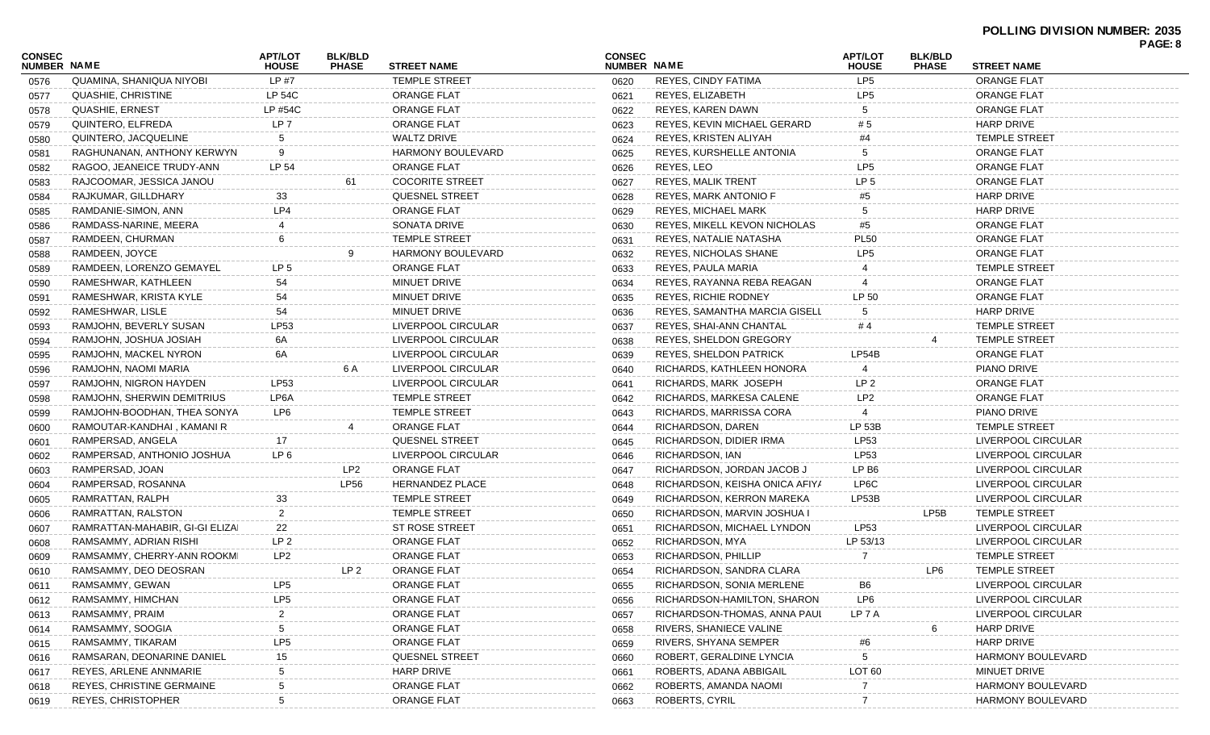# POLLING DIVISION NUMBER: 2035

| CONSEC NUMBER | NAME | APT/LOT HOUSE | BLK/BLD PHASE | STREET NAME |
|---|---|---|---|---|
| 0576 | QUAMINA, SHANIQUA NIYOBI | LP #7 | | TEMPLE STREET |
| 0577 | QUASHIE, CHRISTINE | LP 54C | | ORANGE FLAT |
| 0578 | QUASHIE, ERNEST | LP #54C | | ORANGE FLAT |
| 0579 | QUINTERO, ELFREDA | LP 7 | | ORANGE FLAT |
| 0580 | QUINTERO, JACQUELINE | 5 | | WALTZ DRIVE |
| 0581 | RAGHUNANAN, ANTHONY KERWYN | 9 | | HARMONY BOULEVARD |
| 0582 | RAGOO, JEANEICE TRUDY-ANN | LP 54 | | ORANGE FLAT |
| 0583 | RAJCOOMAR, JESSICA JANOU | | 61 | COCORITE STREET |
| 0584 | RAJKUMAR, GILLDHARY | 33 | | QUESNEL STREET |
| 0585 | RAMDANIE-SIMON, ANN | LP4 | | ORANGE FLAT |
| 0586 | RAMDASS-NARINE, MEERA | 4 | | SONATA DRIVE |
| 0587 | RAMDEEN, CHURMAN | 6 | | TEMPLE STREET |
| 0588 | RAMDEEN, JOYCE | | 9 | HARMONY BOULEVARD |
| 0589 | RAMDEEN, LORENZO GEMAYEL | LP 5 | | ORANGE FLAT |
| 0590 | RAMESHWAR, KATHLEEN | 54 | | MINUET DRIVE |
| 0591 | RAMESHWAR, KRISTA KYLE | 54 | | MINUET DRIVE |
| 0592 | RAMESHWAR, LISLE | 54 | | MINUET DRIVE |
| 0593 | RAMJOHN, BEVERLY SUSAN | LP53 | | LIVERPOOL CIRCULAR |
| 0594 | RAMJOHN, JOSHUA JOSIAH | 6A | | LIVERPOOL CIRCULAR |
| 0595 | RAMJOHN, MACKEL NYRON | 6A | | LIVERPOOL CIRCULAR |
| 0596 | RAMJOHN, NAOMI MARIA | | 6 A | LIVERPOOL CIRCULAR |
| 0597 | RAMJOHN, NIGRON HAYDEN | LP53 | | LIVERPOOL CIRCULAR |
| 0598 | RAMJOHN, SHERWIN DEMITRIUS | LP6A | | TEMPLE STREET |
| 0599 | RAMJOHN-BOODHAN, THEA SONYA | LP6 | | TEMPLE STREET |
| 0600 | RAMOUTAR-KANDHAI , KAMANI R | | 4 | ORANGE FLAT |
| 0601 | RAMPERSAD, ANGELA | 17 | | QUESNEL STREET |
| 0602 | RAMPERSAD, ANTHONIO JOSHUA | LP 6 | | LIVERPOOL CIRCULAR |
| 0603 | RAMPERSAD, JOAN | | LP2 | ORANGE FLAT |
| 0604 | RAMPERSAD, ROSANNA | | LP56 | HERNANDEZ PLACE |
| 0605 | RAMRATTAN, RALPH | 33 | | TEMPLE STREET |
| 0606 | RAMRATTAN, RALSTON | 2 | | TEMPLE STREET |
| 0607 | RAMRATTAN-MAHABIR, GI-GI ELIZA | 22 | | ST ROSE STREET |
| 0608 | RAMSAMMY, ADRIAN RISHI | LP 2 | | ORANGE FLAT |
| 0609 | RAMSAMMY, CHERRY-ANN ROOKM | LP2 | | ORANGE FLAT |
| 0610 | RAMSAMMY, DEO DEOSRAN | | LP 2 | ORANGE FLAT |
| 0611 | RAMSAMMY, GEWAN | LP5 | | ORANGE FLAT |
| 0612 | RAMSAMMY, HIMCHAN | LP5 | | ORANGE FLAT |
| 0613 | RAMSAMMY, PRAIM | 2 | | ORANGE FLAT |
| 0614 | RAMSAMMY, SOOGIA | 5 | | ORANGE FLAT |
| 0615 | RAMSAMMY, TIKARAM | LP5 | | ORANGE FLAT |
| 0616 | RAMSARAN, DEONARINE DANIEL | 15 | | QUESNEL STREET |
| 0617 | REYES, ARLENE ANNMARIE | 5 | | HARP DRIVE |
| 0618 | REYES, CHRISTINE GERMAINE | 5 | | ORANGE FLAT |
| 0619 | REYES, CHRISTOPHER | 5 | | ORANGE FLAT |
| 0620 | REYES, CINDY FATIMA | LP5 | | ORANGE FLAT |
| 0621 | REYES, ELIZABETH | LP5 | | ORANGE FLAT |
| 0622 | REYES, KAREN DAWN | 5 | | ORANGE FLAT |
| 0623 | REYES, KEVIN MICHAEL GERARD | # 5 | | HARP DRIVE |
| 0624 | REYES, KRISTEN ALIYAH | #4 | | TEMPLE STREET |
| 0625 | REYES, KURSHELLE ANTONIA | 5 | | ORANGE FLAT |
| 0626 | REYES, LEO | LP5 | | ORANGE FLAT |
| 0627 | REYES, MALIK TRENT | LP 5 | | ORANGE FLAT |
| 0628 | REYES, MARK ANTONIO F | #5 | | HARP DRIVE |
| 0629 | REYES, MICHAEL MARK | 5 | | HARP DRIVE |
| 0630 | REYES, MIKELL KEVON NICHOLAS | #5 | | ORANGE FLAT |
| 0631 | REYES, NATALIE NATASHA | PL50 | | ORANGE FLAT |
| 0632 | REYES, NICHOLAS SHANE | LP5 | | ORANGE FLAT |
| 0633 | REYES, PAULA MARIA | 4 | | TEMPLE STREET |
| 0634 | REYES, RAYANNA REBA REAGAN | 4 | | ORANGE FLAT |
| 0635 | REYES, RICHIE RODNEY | LP 50 | | ORANGE FLAT |
| 0636 | REYES, SAMANTHA MARCIA GISELL | 5 | | HARP DRIVE |
| 0637 | REYES, SHAI-ANN CHANTAL | # 4 | | TEMPLE STREET |
| 0638 | REYES, SHELDON GREGORY | | 4 | TEMPLE STREET |
| 0639 | REYES, SHELDON PATRICK | LP54B | | ORANGE FLAT |
| 0640 | RICHARDS, KATHLEEN HONORA | 4 | | PIANO DRIVE |
| 0641 | RICHARDS, MARK JOSEPH | LP 2 | | ORANGE FLAT |
| 0642 | RICHARDS, MARKESA CALENE | LP2 | | ORANGE FLAT |
| 0643 | RICHARDS, MARRISSA CORA | 4 | | PIANO DRIVE |
| 0644 | RICHARDSON, DAREN | LP 53B | | TEMPLE STREET |
| 0645 | RICHARDSON, DIDIER IRMA | LP53 | | LIVERPOOL CIRCULAR |
| 0646 | RICHARDSON, IAN | LP53 | | LIVERPOOL CIRCULAR |
| 0647 | RICHARDSON, JORDAN JACOB J | LP B6 | | LIVERPOOL CIRCULAR |
| 0648 | RICHARDSON, KEISHA ONICA AFIYA | LP6C | | LIVERPOOL CIRCULAR |
| 0649 | RICHARDSON, KERRON MAREKA | LP53B | | LIVERPOOL CIRCULAR |
| 0650 | RICHARDSON, MARVIN JOSHUA I | | LP5B | TEMPLE STREET |
| 0651 | RICHARDSON, MICHAEL LYNDON | LP53 | | LIVERPOOL CIRCULAR |
| 0652 | RICHARDSON, MYA | LP 53/13 | | LIVERPOOL CIRCULAR |
| 0653 | RICHARDSON, PHILLIP | 7 | | TEMPLE STREET |
| 0654 | RICHARDSON, SANDRA CLARA | | LP6 | TEMPLE STREET |
| 0655 | RICHARDSON, SONIA MERLENE | B6 | | LIVERPOOL CIRCULAR |
| 0656 | RICHARDSON-HAMILTON, SHARON | LP6 | | LIVERPOOL CIRCULAR |
| 0657 | RICHARDSON-THOMAS, ANNA PAUL | LP 7 A | | LIVERPOOL CIRCULAR |
| 0658 | RIVERS, SHANIECE VALINE | | 6 | HARP DRIVE |
| 0659 | RIVERS, SHYANA SEMPER | #6 | | HARP DRIVE |
| 0660 | ROBERT, GERALDINE LYNCIA | 5 | | HARMONY BOULEVARD |
| 0661 | ROBERTS, ADANA ABBIGAIL | LOT 60 | | MINUET DRIVE |
| 0662 | ROBERTS, AMANDA NAOMI | 7 | | HARMONY BOULEVARD |
| 0663 | ROBERTS, CYRIL | 7 | | HARMONY BOULEVARD |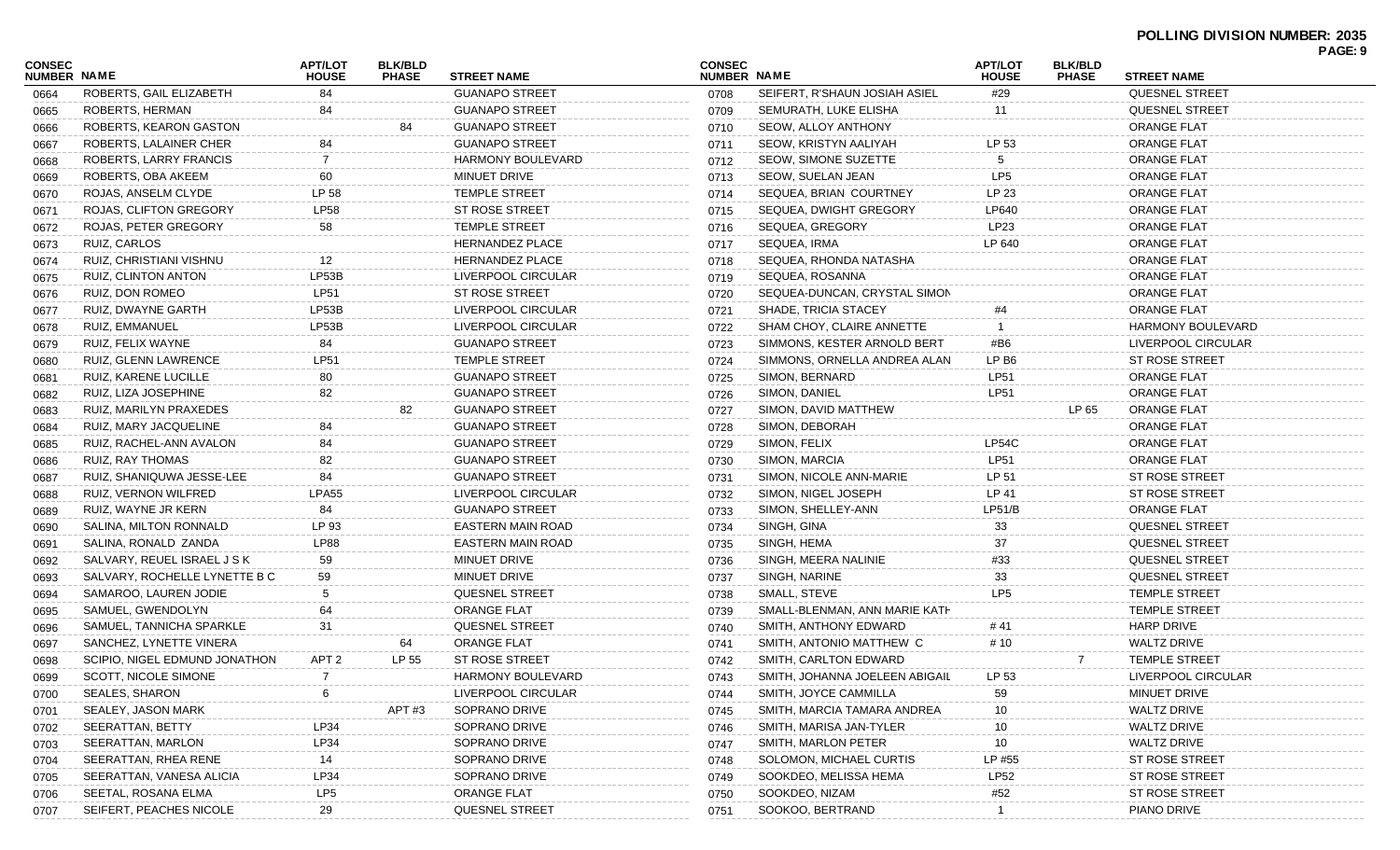**POLLING DIVISION NUMBER: 2035**

| CONSEC NUMBER | NAME | APT/LOT HOUSE | BLK/BLD PHASE | STREET NAME |
|---|---|---|---|---|
| 0664 | ROBERTS, GAIL ELIZABETH | 84 | | GUANAPO STREET |
| 0665 | ROBERTS, HERMAN | 84 | | GUANAPO STREET |
| 0666 | ROBERTS, KEARON GASTON | | 84 | GUANAPO STREET |
| 0667 | ROBERTS, LALAINER CHER | 84 | | GUANAPO STREET |
| 0668 | ROBERTS, LARRY FRANCIS | 7 | | HARMONY BOULEVARD |
| 0669 | ROBERTS, OBA AKEEM | 60 | | MINUET DRIVE |
| 0670 | ROJAS, ANSELM CLYDE | LP 58 | | TEMPLE STREET |
| 0671 | ROJAS, CLIFTON GREGORY | LP58 | | ST ROSE STREET |
| 0672 | ROJAS, PETER GREGORY | 58 | | TEMPLE STREET |
| 0673 | RUIZ, CARLOS | | | HERNANDEZ PLACE |
| 0674 | RUIZ, CHRISTIANI VISHNU | 12 | | HERNANDEZ PLACE |
| 0675 | RUIZ, CLINTON ANTON | LP53B | | LIVERPOOL CIRCULAR |
| 0676 | RUIZ, DON ROMEO | LP51 | | ST ROSE STREET |
| 0677 | RUIZ, DWAYNE GARTH | LP53B | | LIVERPOOL CIRCULAR |
| 0678 | RUIZ, EMMANUEL | LP53B | | LIVERPOOL CIRCULAR |
| 0679 | RUIZ, FELIX WAYNE | 84 | | GUANAPO STREET |
| 0680 | RUIZ, GLENN LAWRENCE | LP51 | | TEMPLE STREET |
| 0681 | RUIZ, KARENE LUCILLE | 80 | | GUANAPO STREET |
| 0682 | RUIZ, LIZA JOSEPHINE | 82 | | GUANAPO STREET |
| 0683 | RUIZ, MARILYN PRAXEDES | | 82 | GUANAPO STREET |
| 0684 | RUIZ, MARY JACQUELINE | 84 | | GUANAPO STREET |
| 0685 | RUIZ, RACHEL-ANN AVALON | 84 | | GUANAPO STREET |
| 0686 | RUIZ, RAY THOMAS | 82 | | GUANAPO STREET |
| 0687 | RUIZ, SHANIQUWA JESSE-LEE | 84 | | GUANAPO STREET |
| 0688 | RUIZ, VERNON WILFRED | LPA55 | | LIVERPOOL CIRCULAR |
| 0689 | RUIZ, WAYNE JR KERN | 84 | | GUANAPO STREET |
| 0690 | SALINA, MILTON RONNALD | LP 93 | | EASTERN MAIN ROAD |
| 0691 | SALINA, RONALD ZANDA | LP88 | | EASTERN MAIN ROAD |
| 0692 | SALVARY, REUEL ISRAEL J S K | 59 | | MINUET DRIVE |
| 0693 | SALVARY, ROCHELLE LYNETTE B C | 59 | | MINUET DRIVE |
| 0694 | SAMAROO, LAUREN JODIE | 5 | | QUESNEL STREET |
| 0695 | SAMUEL, GWENDOLYN | 64 | | ORANGE FLAT |
| 0696 | SAMUEL, TANNICHA SPARKLE | 31 | | QUESNEL STREET |
| 0697 | SANCHEZ, LYNETTE VINERA | | 64 | ORANGE FLAT |
| 0698 | SCIPIO, NIGEL EDMUND JONATHON | APT 2 | LP 55 | ST ROSE STREET |
| 0699 | SCOTT, NICOLE SIMONE | 7 | | HARMONY BOULEVARD |
| 0700 | SEALES, SHARON | 6 | | LIVERPOOL CIRCULAR |
| 0701 | SEALEY, JASON MARK | | APT #3 | SOPRANO DRIVE |
| 0702 | SEERATTAN, BETTY | LP34 | | SOPRANO DRIVE |
| 0703 | SEERATTAN, MARLON | LP34 | | SOPRANO DRIVE |
| 0704 | SEERATTAN, RHEA RENE | 14 | | SOPRANO DRIVE |
| 0705 | SEERATTAN, VANESA ALICIA | LP34 | | SOPRANO DRIVE |
| 0706 | SEETAL, ROSANA ELMA | LP5 | | ORANGE FLAT |
| 0707 | SEIFERT, PEACHES NICOLE | 29 | | QUESNEL STREET |
| 0708 | SEIFERT, R'SHAUN JOSIAH ASIEL | #29 | | QUESNEL STREET |
| 0709 | SEMURATH, LUKE ELISHA | 11 | | QUESNEL STREET |
| 0710 | SEOW, ALLOY ANTHONY | | | ORANGE FLAT |
| 0711 | SEOW, KRISTYN AALIYAH | LP 53 | | ORANGE FLAT |
| 0712 | SEOW, SIMONE SUZETTE | 5 | | ORANGE FLAT |
| 0713 | SEOW, SUELAN JEAN | LP5 | | ORANGE FLAT |
| 0714 | SEQUEA, BRIAN COURTNEY | LP 23 | | ORANGE FLAT |
| 0715 | SEQUEA, DWIGHT GREGORY | LP640 | | ORANGE FLAT |
| 0716 | SEQUEA, GREGORY | LP23 | | ORANGE FLAT |
| 0717 | SEQUEA, IRMA | LP 640 | | ORANGE FLAT |
| 0718 | SEQUEA, RHONDA NATASHA | | | ORANGE FLAT |
| 0719 | SEQUEA, ROSANNA | | | ORANGE FLAT |
| 0720 | SEQUEA-DUNCAN, CRYSTAL SIMON | | | ORANGE FLAT |
| 0721 | SHADE, TRICIA STACEY | #4 | | ORANGE FLAT |
| 0722 | SHAM CHOY, CLAIRE ANNETTE | 1 | | HARMONY BOULEVARD |
| 0723 | SIMMONS, KESTER ARNOLD BERT | #B6 | | LIVERPOOL CIRCULAR |
| 0724 | SIMMONS, ORNELLA ANDREA ALAN | LP B6 | | ST ROSE STREET |
| 0725 | SIMON, BERNARD | LP51 | | ORANGE FLAT |
| 0726 | SIMON, DANIEL | LP51 | | ORANGE FLAT |
| 0727 | SIMON, DAVID MATTHEW | | LP 65 | ORANGE FLAT |
| 0728 | SIMON, DEBORAH | | | ORANGE FLAT |
| 0729 | SIMON, FELIX | LP54C | | ORANGE FLAT |
| 0730 | SIMON, MARCIA | LP51 | | ORANGE FLAT |
| 0731 | SIMON, NICOLE ANN-MARIE | LP 51 | | ST ROSE STREET |
| 0732 | SIMON, NIGEL JOSEPH | LP 41 | | ST ROSE STREET |
| 0733 | SIMON, SHELLEY-ANN | LP51/B | | ORANGE FLAT |
| 0734 | SINGH, GINA | 33 | | QUESNEL STREET |
| 0735 | SINGH, HEMA | 37 | | QUESNEL STREET |
| 0736 | SINGH, MEERA NALINIE | #33 | | QUESNEL STREET |
| 0737 | SINGH, NARINE | 33 | | QUESNEL STREET |
| 0738 | SMALL, STEVE | LP5 | | TEMPLE STREET |
| 0739 | SMALL-BLENMAN, ANN MARIE KATH | | | TEMPLE STREET |
| 0740 | SMITH, ANTHONY EDWARD | # 41 | | HARP DRIVE |
| 0741 | SMITH, ANTONIO MATTHEW C | # 10 | | WALTZ DRIVE |
| 0742 | SMITH, CARLTON EDWARD | | 7 | TEMPLE STREET |
| 0743 | SMITH, JOHANNA JOELEEN ABIGAIL | LP 53 | | LIVERPOOL CIRCULAR |
| 0744 | SMITH, JOYCE CAMMILLA | 59 | | MINUET DRIVE |
| 0745 | SMITH, MARCIA TAMARA ANDREA | 10 | | WALTZ DRIVE |
| 0746 | SMITH, MARISA JAN-TYLER | 10 | | WALTZ DRIVE |
| 0747 | SMITH, MARLON PETER | 10 | | WALTZ DRIVE |
| 0748 | SOLOMON, MICHAEL CURTIS | LP #55 | | ST ROSE STREET |
| 0749 | SOOKDEO, MELISSA HEMA | LP52 | | ST ROSE STREET |
| 0750 | SOOKDEO, NIZAM | #52 | | ST ROSE STREET |
| 0751 | SOOKOO, BERTRAND | 1 | | PIANO DRIVE |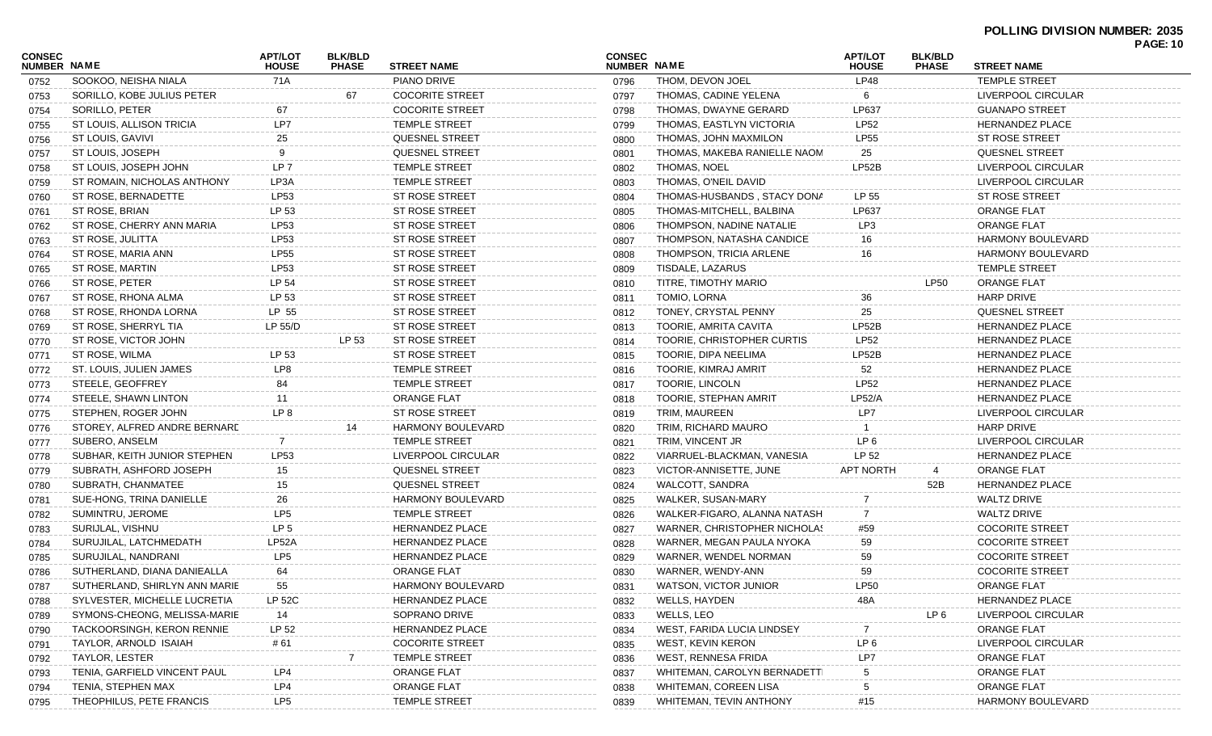**POLLING DIVISION NUMBER: 2035**

| CONSEC NUMBER | NAME | APT/LOT HOUSE | BLK/BLD PHASE | STREET NAME |
|---|---|---|---|---|
| 0752 | SOOKOO, NEISHA NIALA | 71A | | PIANO DRIVE |
| 0753 | SORILLO, KOBE JULIUS PETER | | 67 | COCORITE STREET |
| 0754 | SORILLO, PETER | 67 | | COCORITE STREET |
| 0755 | ST LOUIS, ALLISON TRICIA | LP7 | | TEMPLE STREET |
| 0756 | ST LOUIS, GAVIVI | 25 | | QUESNEL STREET |
| 0757 | ST LOUIS, JOSEPH | 9 | | QUESNEL STREET |
| 0758 | ST LOUIS, JOSEPH JOHN | LP 7 | | TEMPLE STREET |
| 0759 | ST ROMAIN, NICHOLAS ANTHONY | LP3A | | TEMPLE STREET |
| 0760 | ST ROSE, BERNADETTE | LP53 | | ST ROSE STREET |
| 0761 | ST ROSE, BRIAN | LP 53 | | ST ROSE STREET |
| 0762 | ST ROSE, CHERRY ANN MARIA | LP53 | | ST ROSE STREET |
| 0763 | ST ROSE, JULITTA | LP53 | | ST ROSE STREET |
| 0764 | ST ROSE, MARIA ANN | LP55 | | ST ROSE STREET |
| 0765 | ST ROSE, MARTIN | LP53 | | ST ROSE STREET |
| 0766 | ST ROSE, PETER | LP 54 | | ST ROSE STREET |
| 0767 | ST ROSE, RHONA ALMA | LP 53 | | ST ROSE STREET |
| 0768 | ST ROSE, RHONDA LORNA | LP 55 | | ST ROSE STREET |
| 0769 | ST ROSE, SHERRYL TIA | LP 55/D | | ST ROSE STREET |
| 0770 | ST ROSE, VICTOR JOHN | | LP 53 | ST ROSE STREET |
| 0771 | ST ROSE, WILMA | LP 53 | | ST ROSE STREET |
| 0772 | ST. LOUIS, JULIEN JAMES | LP8 | | TEMPLE STREET |
| 0773 | STEELE, GEOFFREY | 84 | | TEMPLE STREET |
| 0774 | STEELE, SHAWN LINTON | 11 | | ORANGE FLAT |
| 0775 | STEPHEN, ROGER JOHN | LP 8 | | ST ROSE STREET |
| 0776 | STOREY, ALFRED ANDRE BERNARD | | 14 | HARMONY BOULEVARD |
| 0777 | SUBERO, ANSELM | 7 | | TEMPLE STREET |
| 0778 | SUBHAR, KEITH JUNIOR STEPHEN | LP53 | | LIVERPOOL CIRCULAR |
| 0779 | SUBRATH, ASHFORD JOSEPH | 15 | | QUESNEL STREET |
| 0780 | SUBRATH, CHANMATEE | 15 | | QUESNEL STREET |
| 0781 | SUE-HONG, TRINA DANIELLE | 26 | | HARMONY BOULEVARD |
| 0782 | SUMINTRU, JEROME | LP5 | | TEMPLE STREET |
| 0783 | SURIJLAL, VISHNU | LP 5 | | HERNANDEZ PLACE |
| 0784 | SURUJILAL, LATCHMEDATH | LP52A | | HERNANDEZ PLACE |
| 0785 | SURUJILAL, NANDRANI | LP5 | | HERNANDEZ PLACE |
| 0786 | SUTHERLAND, DIANA DANIEALLA | 64 | | ORANGE FLAT |
| 0787 | SUTHERLAND, SHIRLYN ANN MARIE | 55 | | HARMONY BOULEVARD |
| 0788 | SYLVESTER, MICHELLE LUCRETIA | LP 52C | | HERNANDEZ PLACE |
| 0789 | SYMONS-CHEONG, MELISSA-MARIE | 14 | | SOPRANO DRIVE |
| 0790 | TACKOORSINGH, KERON RENNIE | LP 52 | | HERNANDEZ PLACE |
| 0791 | TAYLOR, ARNOLD ISAIAH | # 61 | | COCORITE STREET |
| 0792 | TAYLOR, LESTER | | 7 | TEMPLE STREET |
| 0793 | TENIA, GARFIELD VINCENT PAUL | LP4 | | ORANGE FLAT |
| 0794 | TENIA, STEPHEN MAX | LP4 | | ORANGE FLAT |
| 0795 | THEOPHILUS, PETE FRANCIS | LP5 | | TEMPLE STREET |
| 0796 | THOM, DEVON JOEL | LP48 | | TEMPLE STREET |
| 0797 | THOMAS, CADINE YELENA | 6 | | LIVERPOOL CIRCULAR |
| 0798 | THOMAS, DWAYNE GERARD | LP637 | | GUANAPO STREET |
| 0799 | THOMAS, EASTLYN VICTORIA | LP52 | | HERNANDEZ PLACE |
| 0800 | THOMAS, JOHN MAXMILON | LP55 | | ST ROSE STREET |
| 0801 | THOMAS, MAKEBA RANIELLE NAOM | 25 | | QUESNEL STREET |
| 0802 | THOMAS, NOEL | LP52B | | LIVERPOOL CIRCULAR |
| 0803 | THOMAS, O'NEIL DAVID | | | LIVERPOOL CIRCULAR |
| 0804 | THOMAS-HUSBANDS , STACY DONA | LP 55 | | ST ROSE STREET |
| 0805 | THOMAS-MITCHELL, BALBINA | LP637 | | ORANGE FLAT |
| 0806 | THOMPSON, NADINE NATALIE | LP3 | | ORANGE FLAT |
| 0807 | THOMPSON, NATASHA CANDICE | 16 | | HARMONY BOULEVARD |
| 0808 | THOMPSON, TRICIA ARLENE | 16 | | HARMONY BOULEVARD |
| 0809 | TISDALE, LAZARUS | | | TEMPLE STREET |
| 0810 | TITRE, TIMOTHY MARIO | | LP50 | ORANGE FLAT |
| 0811 | TOMIO, LORNA | 36 | | HARP DRIVE |
| 0812 | TONEY, CRYSTAL PENNY | 25 | | QUESNEL STREET |
| 0813 | TOORIE, AMRITA CAVITA | LP52B | | HERNANDEZ PLACE |
| 0814 | TOORIE, CHRISTOPHER CURTIS | LP52 | | HERNANDEZ PLACE |
| 0815 | TOORIE, DIPA NEELIMA | LP52B | | HERNANDEZ PLACE |
| 0816 | TOORIE, KIMRAJ AMRIT | 52 | | HERNANDEZ PLACE |
| 0817 | TOORIE, LINCOLN | LP52 | | HERNANDEZ PLACE |
| 0818 | TOORIE, STEPHAN AMRIT | LP52/A | | HERNANDEZ PLACE |
| 0819 | TRIM, MAUREEN | LP7 | | LIVERPOOL CIRCULAR |
| 0820 | TRIM, RICHARD MAURO | 1 | | HARP DRIVE |
| 0821 | TRIM, VINCENT JR | LP 6 | | LIVERPOOL CIRCULAR |
| 0822 | VIARRUEL-BLACKMAN, VANESIA | LP 52 | | HERNANDEZ PLACE |
| 0823 | VICTOR-ANNISETTE, JUNE | APT NORTH | 4 | ORANGE FLAT |
| 0824 | WALCOTT, SANDRA | | 52B | HERNANDEZ PLACE |
| 0825 | WALKER, SUSAN-MARY | 7 | | WALTZ DRIVE |
| 0826 | WALKER-FIGARO, ALANNA NATASH | 7 | | WALTZ DRIVE |
| 0827 | WARNER, CHRISTOPHER NICHOLAS | #59 | | COCORITE STREET |
| 0828 | WARNER, MEGAN PAULA NYOKA | 59 | | COCORITE STREET |
| 0829 | WARNER, WENDEL NORMAN | 59 | | COCORITE STREET |
| 0830 | WARNER, WENDY-ANN | 59 | | COCORITE STREET |
| 0831 | WATSON, VICTOR JUNIOR | LP50 | | ORANGE FLAT |
| 0832 | WELLS, HAYDEN | 48A | | HERNANDEZ PLACE |
| 0833 | WELLS, LEO | | LP 6 | LIVERPOOL CIRCULAR |
| 0834 | WEST, FARIDA LUCIA LINDSEY | 7 | | ORANGE FLAT |
| 0835 | WEST, KEVIN KERON | LP 6 | | LIVERPOOL CIRCULAR |
| 0836 | WEST, RENNESA FRIDA | LP7 | | ORANGE FLAT |
| 0837 | WHITEMAN, CAROLYN BERNADETTI | 5 | | ORANGE FLAT |
| 0838 | WHITEMAN, COREEN LISA | 5 | | ORANGE FLAT |
| 0839 | WHITEMAN, TEVIN ANTHONY | #15 | | HARMONY BOULEVARD |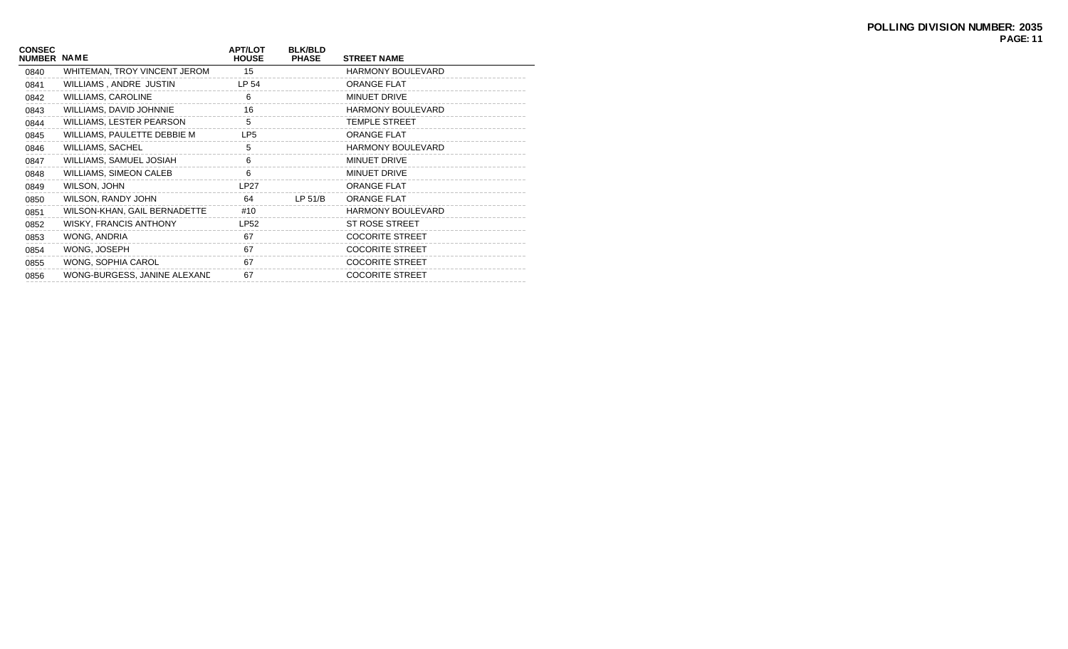**POLLING DIVISION NUMBER: 2035**

| CONSEC NUMBER | NAME | APT/LOT HOUSE | BLK/BLD PHASE | STREET NAME |
|---|---|---|---|---|
| 0840 | WHITEMAN, TROY VINCENT JEROM | 15 | | HARMONY BOULEVARD |
| 0841 | WILLIAMS , ANDRE JUSTIN | LP 54 | | ORANGE FLAT |
| 0842 | WILLIAMS, CAROLINE | 6 | | MINUET DRIVE |
| 0843 | WILLIAMS, DAVID JOHNNIE | 16 | | HARMONY BOULEVARD |
| 0844 | WILLIAMS, LESTER PEARSON | 5 | | TEMPLE STREET |
| 0845 | WILLIAMS, PAULETTE DEBBIE M | LP5 | | ORANGE FLAT |
| 0846 | WILLIAMS, SACHEL | 5 | | HARMONY BOULEVARD |
| 0847 | WILLIAMS, SAMUEL JOSIAH | 6 | | MINUET DRIVE |
| 0848 | WILLIAMS, SIMEON CALEB | 6 | | MINUET DRIVE |
| 0849 | WILSON, JOHN | LP27 | | ORANGE FLAT |
| 0850 | WILSON, RANDY JOHN | 64 | LP 51/B | ORANGE FLAT |
| 0851 | WILSON-KHAN, GAIL BERNADETTE | #10 | | HARMONY BOULEVARD |
| 0852 | WISKY, FRANCIS ANTHONY | LP52 | | ST ROSE STREET |
| 0853 | WONG, ANDRIA | 67 | | COCORITE STREET |
| 0854 | WONG, JOSEPH | 67 | | COCORITE STREET |
| 0855 | WONG, SOPHIA CAROL | 67 | | COCORITE STREET |
| 0856 | WONG-BURGESS, JANINE ALEXANC | 67 | | COCORITE STREET |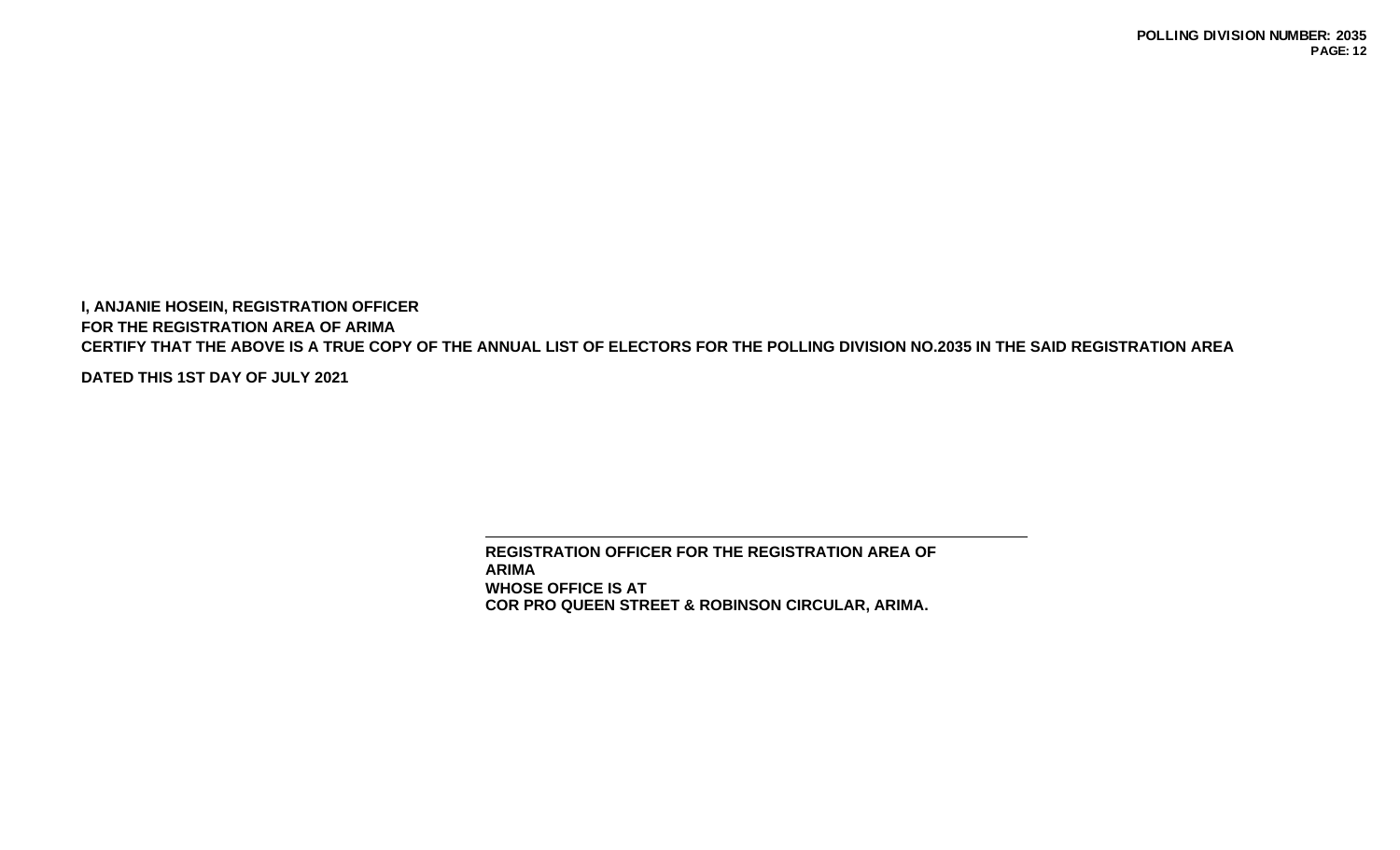**I, ANJANIE HOSEIN, REGISTRATION OFFICER**
**FOR THE REGISTRATION AREA OF ARIMA**
**CERTIFY THAT THE ABOVE IS A TRUE COPY OF THE ANNUAL LIST OF ELECTORS FOR THE POLLING DIVISION NO.2035 IN THE SAID REGISTRATION AREA**

**DATED THIS 1ST DAY OF JULY 2021**

---

**REGISTRATION OFFICER FOR THE REGISTRATION AREA OF ARIMA**
**WHOSE OFFICE IS AT**
**COR PRO QUEEN STREET & ROBINSON CIRCULAR, ARIMA.**